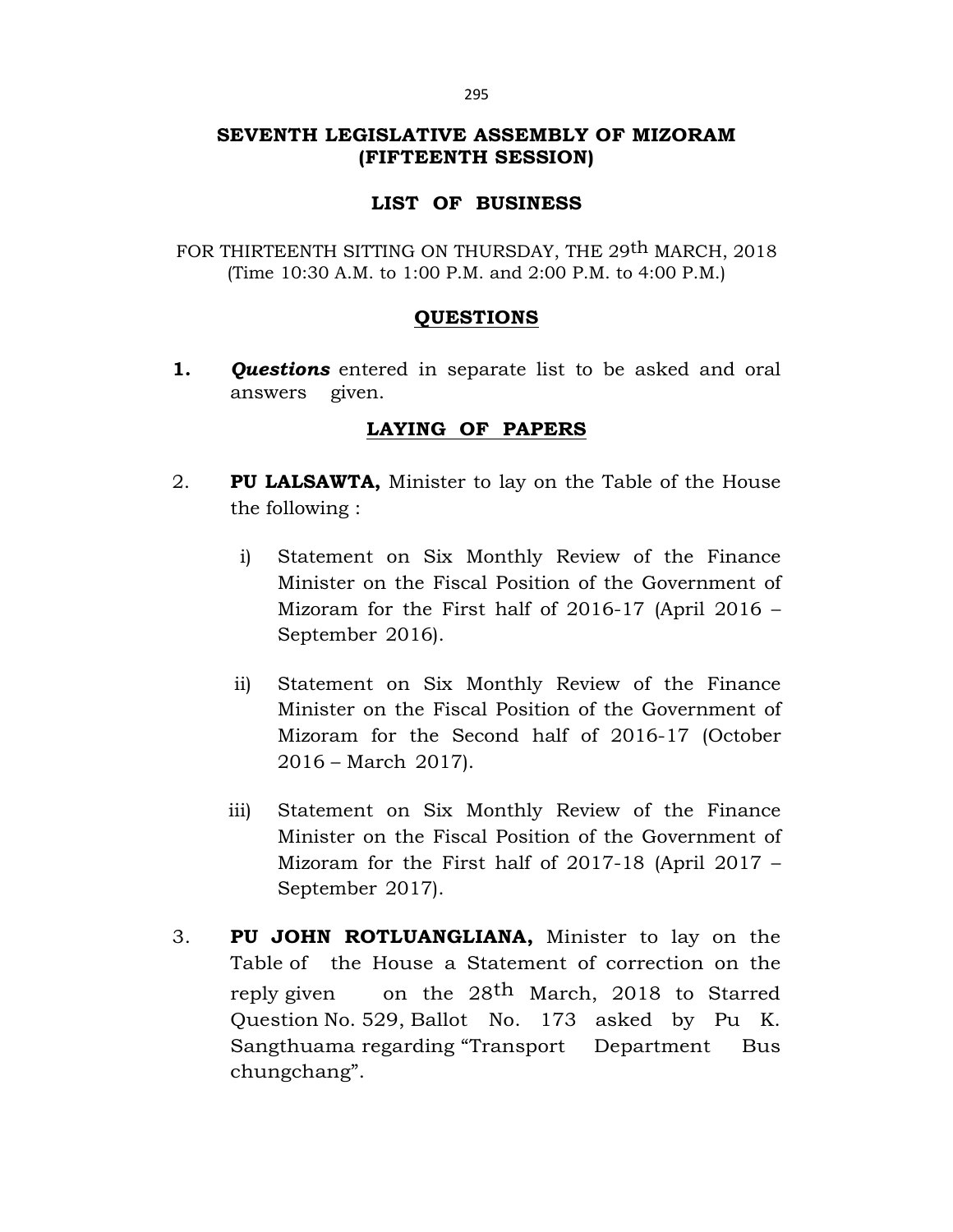# SEVENTH LEGISLATIVE ASSEMBLY OF MIZORAM (FIFTEENTH SESSION)

## LIST OF BUSINESS

FOR THIRTEENTH SITTING ON THURSDAY, THE 29th MARCH, 2018
(Time 10:30 A.M. to 1:00 P.M. and 2:00 P.M. to 4:00 P.M.)

### QUESTIONS

**1.** ***Questions*** entered in separate list to be asked and oral answers given.

### LAYING OF PAPERS

2. **PU LALSAWTA,** Minister to lay on the Table of the House the following :

   i) Statement on Six Monthly Review of the Finance Minister on the Fiscal Position of the Government of Mizoram for the First half of 2016-17 (April 2016 – September 2016).

   ii) Statement on Six Monthly Review of the Finance Minister on the Fiscal Position of the Government of Mizoram for the Second half of 2016-17 (October 2016 – March 2017).

   iii) Statement on Six Monthly Review of the Finance Minister on the Fiscal Position of the Government of Mizoram for the First half of 2017-18 (April 2017 – September 2017).

3. **PU JOHN ROTLUANGLIANA,** Minister to lay on the Table of the House a Statement of correction on the reply given on the 28th March, 2018 to Starred Question No. 529, Ballot No. 173 asked by Pu K. Sangthuama regarding "Transport Department Bus chungchang".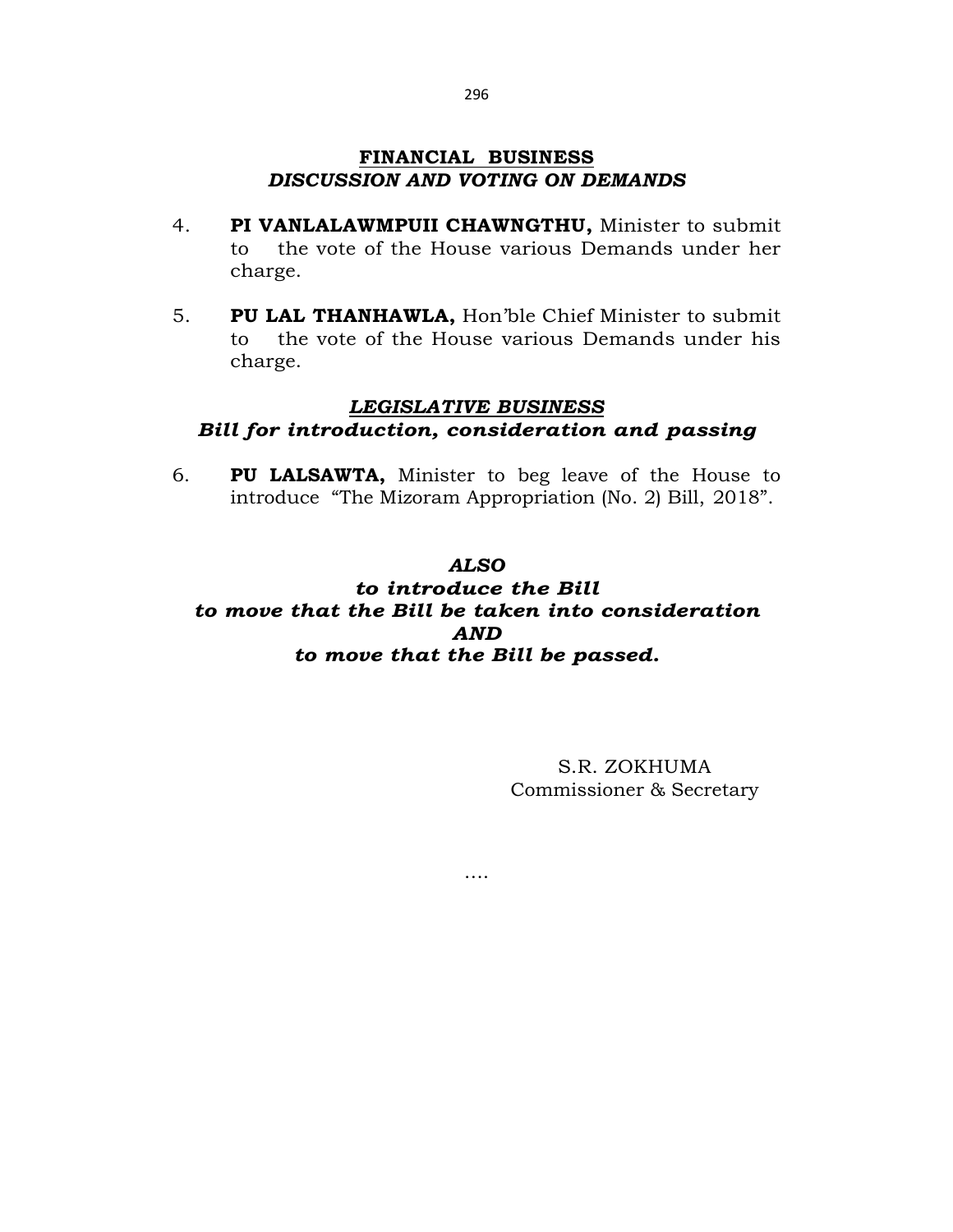## FINANCIAL BUSINESS

### *DISCUSSION AND VOTING ON DEMANDS*

4. **PI VANLALAWMPUII CHAWNGTHU,** Minister to submit to the vote of the House various Demands under her charge.

5. **PU LAL THANHAWLA,** Hon'ble Chief Minister to submit to the vote of the House various Demands under his charge.

## *LEGISLATIVE BUSINESS*

### *Bill for introduction, consideration and passing*

6. **PU LALSAWTA,** Minister to beg leave of the House to introduce "The Mizoram Appropriation (No. 2) Bill, 2018".

***ALSO***

***to introduce the Bill***

***to move that the Bill be taken into consideration***

***AND***

***to move that the Bill be passed.***

S.R. ZOKHUMA
Commissioner & Secretary

....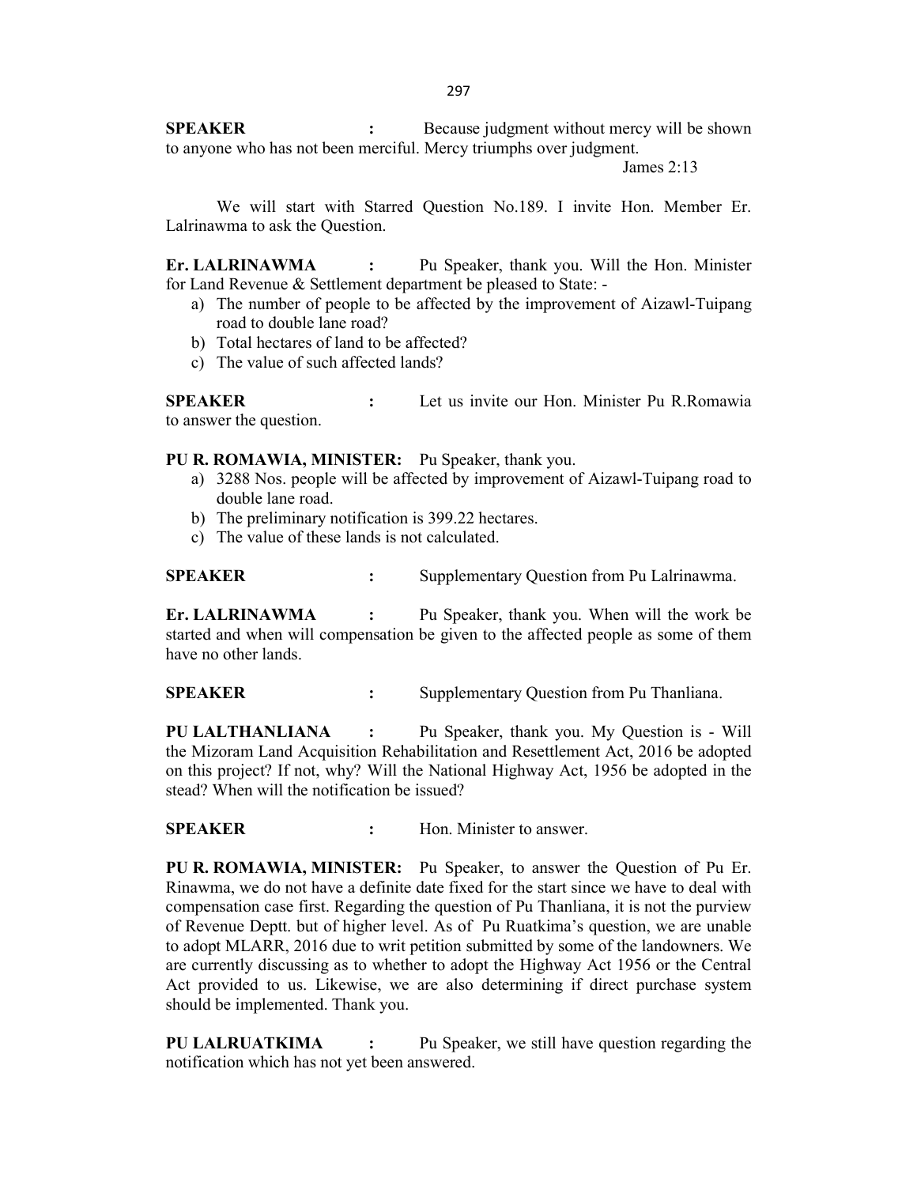**SPEAKER** : Because judgment without mercy will be shown to anyone who has not been merciful. Mercy triumphs over judgment.

James 2:13

We will start with Starred Question No.189. I invite Hon. Member Er. Lalrinawma to ask the Question.

**Er. LALRINAWMA** : Pu Speaker, thank you. Will the Hon. Minister for Land Revenue & Settlement department be pleased to State: -

a) The number of people to be affected by the improvement of Aizawl-Tuipang road to double lane road?
b) Total hectares of land to be affected?
c) The value of such affected lands?

**SPEAKER** : Let us invite our Hon. Minister Pu R.Romawia to answer the question.

**PU R. ROMAWIA, MINISTER:** Pu Speaker, thank you.

a) 3288 Nos. people will be affected by improvement of Aizawl-Tuipang road to double lane road.
b) The preliminary notification is 399.22 hectares.
c) The value of these lands is not calculated.

**SPEAKER** : Supplementary Question from Pu Lalrinawma.

**Er. LALRINAWMA** : Pu Speaker, thank you. When will the work be started and when will compensation be given to the affected people as some of them have no other lands.

**SPEAKER** : Supplementary Question from Pu Thanliana.

**PU LALTHANLIANA** : Pu Speaker, thank you. My Question is - Will the Mizoram Land Acquisition Rehabilitation and Resettlement Act, 2016 be adopted on this project? If not, why? Will the National Highway Act, 1956 be adopted in the stead? When will the notification be issued?

**SPEAKER** : Hon. Minister to answer.

**PU R. ROMAWIA, MINISTER:** Pu Speaker, to answer the Question of Pu Er. Rinawma, we do not have a definite date fixed for the start since we have to deal with compensation case first. Regarding the question of Pu Thanliana, it is not the purview of Revenue Deptt. but of higher level. As of Pu Ruatkima's question, we are unable to adopt MLARR, 2016 due to writ petition submitted by some of the landowners. We are currently discussing as to whether to adopt the Highway Act 1956 or the Central Act provided to us. Likewise, we are also determining if direct purchase system should be implemented. Thank you.

**PU LALRUATKIMA** : Pu Speaker, we still have question regarding the notification which has not yet been answered.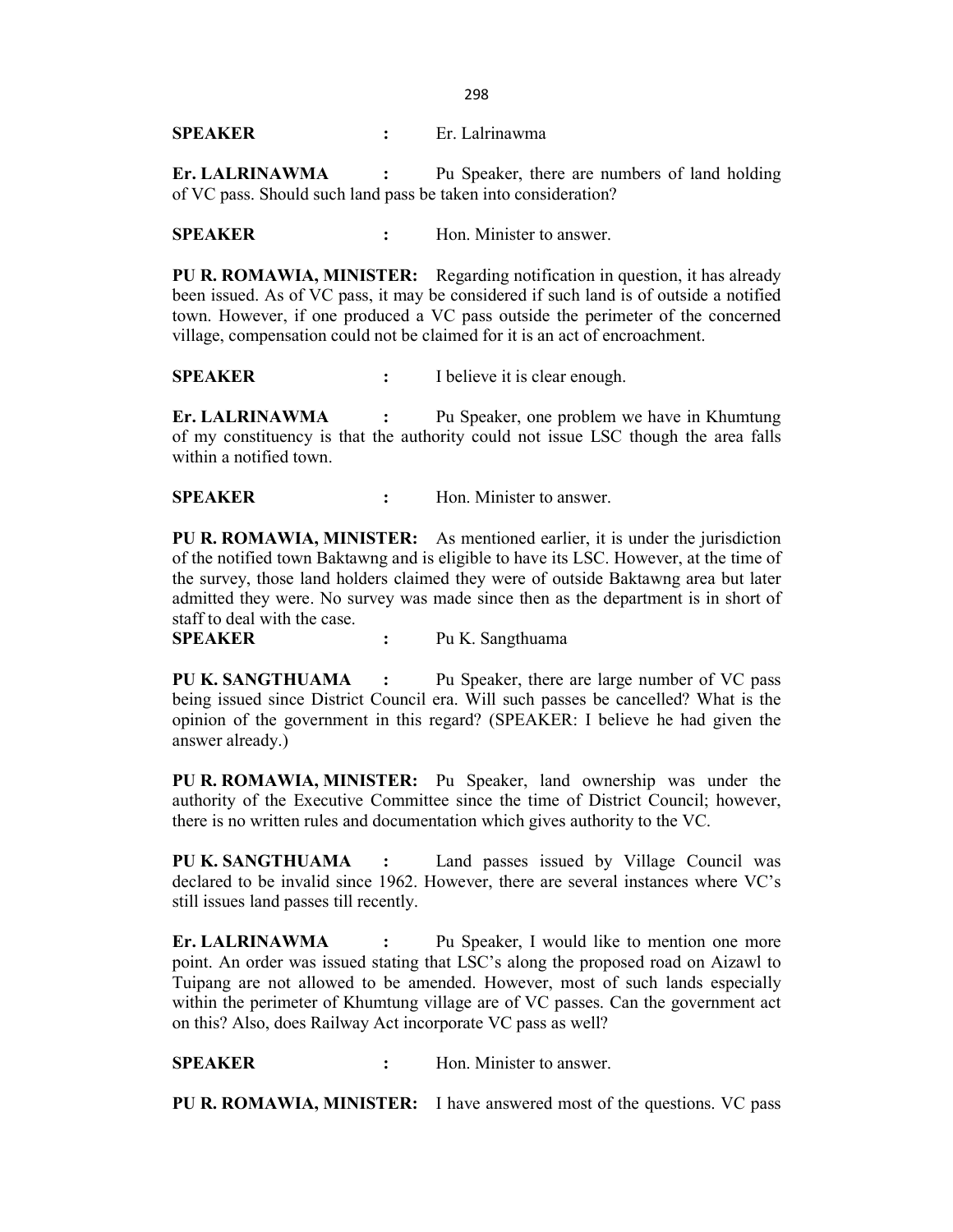**SPEAKER :** Er. Lalrinawma

**Er. LALRINAWMA :** Pu Speaker, there are numbers of land holding of VC pass. Should such land pass be taken into consideration?

**SPEAKER :** Hon. Minister to answer.

**PU R. ROMAWIA, MINISTER:** Regarding notification in question, it has already been issued. As of VC pass, it may be considered if such land is of outside a notified town. However, if one produced a VC pass outside the perimeter of the concerned village, compensation could not be claimed for it is an act of encroachment.

**SPEAKER :** I believe it is clear enough.

**Er. LALRINAWMA :** Pu Speaker, one problem we have in Khumtung of my constituency is that the authority could not issue LSC though the area falls within a notified town.

**SPEAKER :** Hon. Minister to answer.

**PU R. ROMAWIA, MINISTER:** As mentioned earlier, it is under the jurisdiction of the notified town Baktawng and is eligible to have its LSC. However, at the time of the survey, those land holders claimed they were of outside Baktawng area but later admitted they were. No survey was made since then as the department is in short of staff to deal with the case.

**SPEAKER :** Pu K. Sangthuama

**PU K. SANGTHUAMA :** Pu Speaker, there are large number of VC pass being issued since District Council era. Will such passes be cancelled? What is the opinion of the government in this regard? (SPEAKER: I believe he had given the answer already.)

**PU R. ROMAWIA, MINISTER:** Pu Speaker, land ownership was under the authority of the Executive Committee since the time of District Council; however, there is no written rules and documentation which gives authority to the VC.

**PU K. SANGTHUAMA :** Land passes issued by Village Council was declared to be invalid since 1962. However, there are several instances where VC's still issues land passes till recently.

**Er. LALRINAWMA :** Pu Speaker, I would like to mention one more point. An order was issued stating that LSC's along the proposed road on Aizawl to Tuipang are not allowed to be amended. However, most of such lands especially within the perimeter of Khumtung village are of VC passes. Can the government act on this? Also, does Railway Act incorporate VC pass as well?

**SPEAKER :** Hon. Minister to answer.

**PU R. ROMAWIA, MINISTER:** I have answered most of the questions. VC pass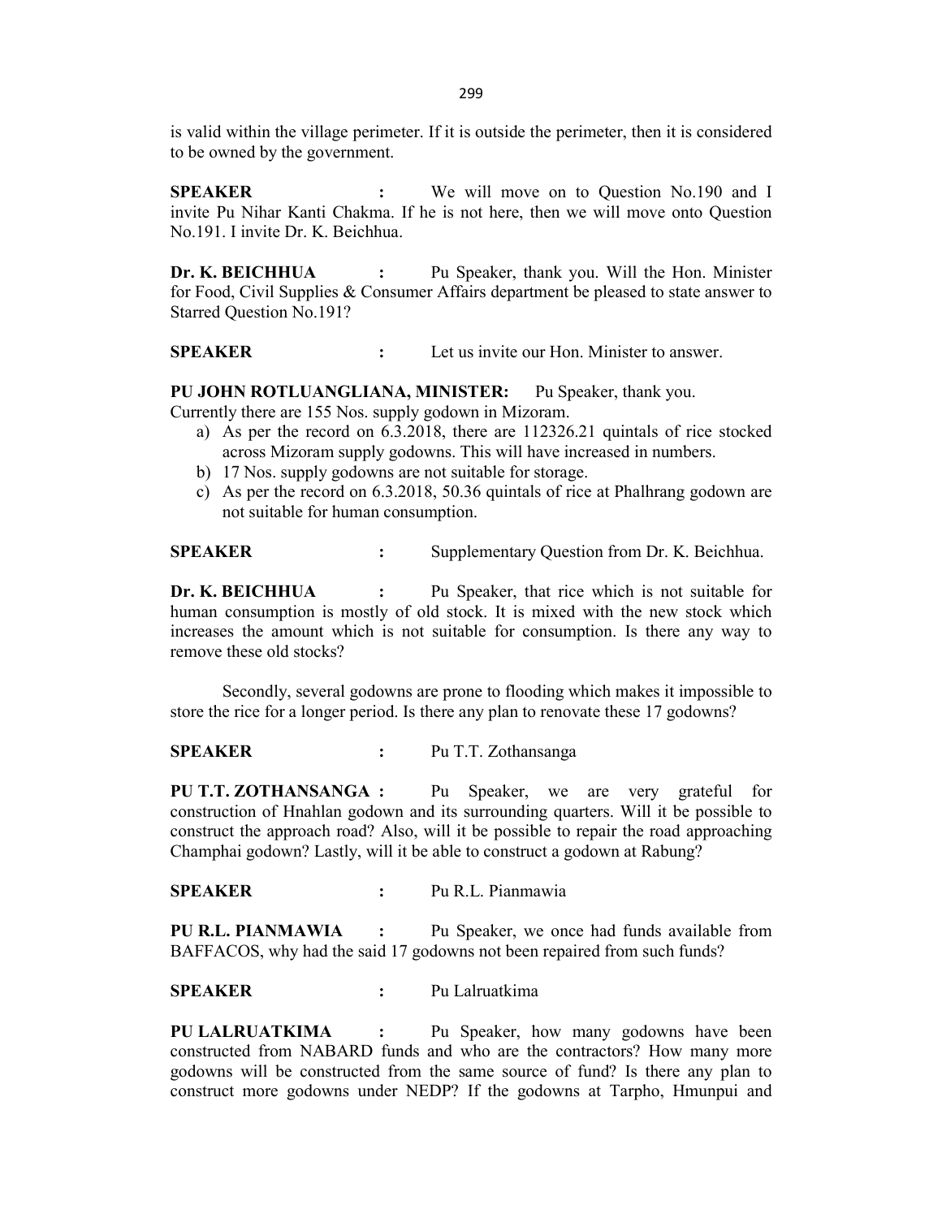is valid within the village perimeter. If it is outside the perimeter, then it is considered to be owned by the government.

**SPEAKER :** We will move on to Question No.190 and I invite Pu Nihar Kanti Chakma. If he is not here, then we will move onto Question No.191. I invite Dr. K. Beichhua.

**Dr. K. BEICHHUA :** Pu Speaker, thank you. Will the Hon. Minister for Food, Civil Supplies & Consumer Affairs department be pleased to state answer to Starred Question No.191?

**SPEAKER :** Let us invite our Hon. Minister to answer.

**PU JOHN ROTLUANGLIANA, MINISTER:** Pu Speaker, thank you.
Currently there are 155 Nos. supply godown in Mizoram.

a) As per the record on 6.3.2018, there are 112326.21 quintals of rice stocked across Mizoram supply godowns. This will have increased in numbers.
b) 17 Nos. supply godowns are not suitable for storage.
c) As per the record on 6.3.2018, 50.36 quintals of rice at Phalhrang godown are not suitable for human consumption.

**SPEAKER :** Supplementary Question from Dr. K. Beichhua.

**Dr. K. BEICHHUA :** Pu Speaker, that rice which is not suitable for human consumption is mostly of old stock. It is mixed with the new stock which increases the amount which is not suitable for consumption. Is there any way to remove these old stocks?

Secondly, several godowns are prone to flooding which makes it impossible to store the rice for a longer period. Is there any plan to renovate these 17 godowns?

**SPEAKER :** Pu T.T. Zothansanga

**PU T.T. ZOTHANSANGA :** Pu Speaker, we are very grateful for construction of Hnahlan godown and its surrounding quarters. Will it be possible to construct the approach road? Also, will it be possible to repair the road approaching Champhai godown? Lastly, will it be able to construct a godown at Rabung?

**SPEAKER :** Pu R.L. Pianmawia

**PU R.L. PIANMAWIA :** Pu Speaker, we once had funds available from BAFFACOS, why had the said 17 godowns not been repaired from such funds?

**SPEAKER :** Pu Lalruatkima

**PU LALRUATKIMA :** Pu Speaker, how many godowns have been constructed from NABARD funds and who are the contractors? How many more godowns will be constructed from the same source of fund? Is there any plan to construct more godowns under NEDP? If the godowns at Tarpho, Hmunpui and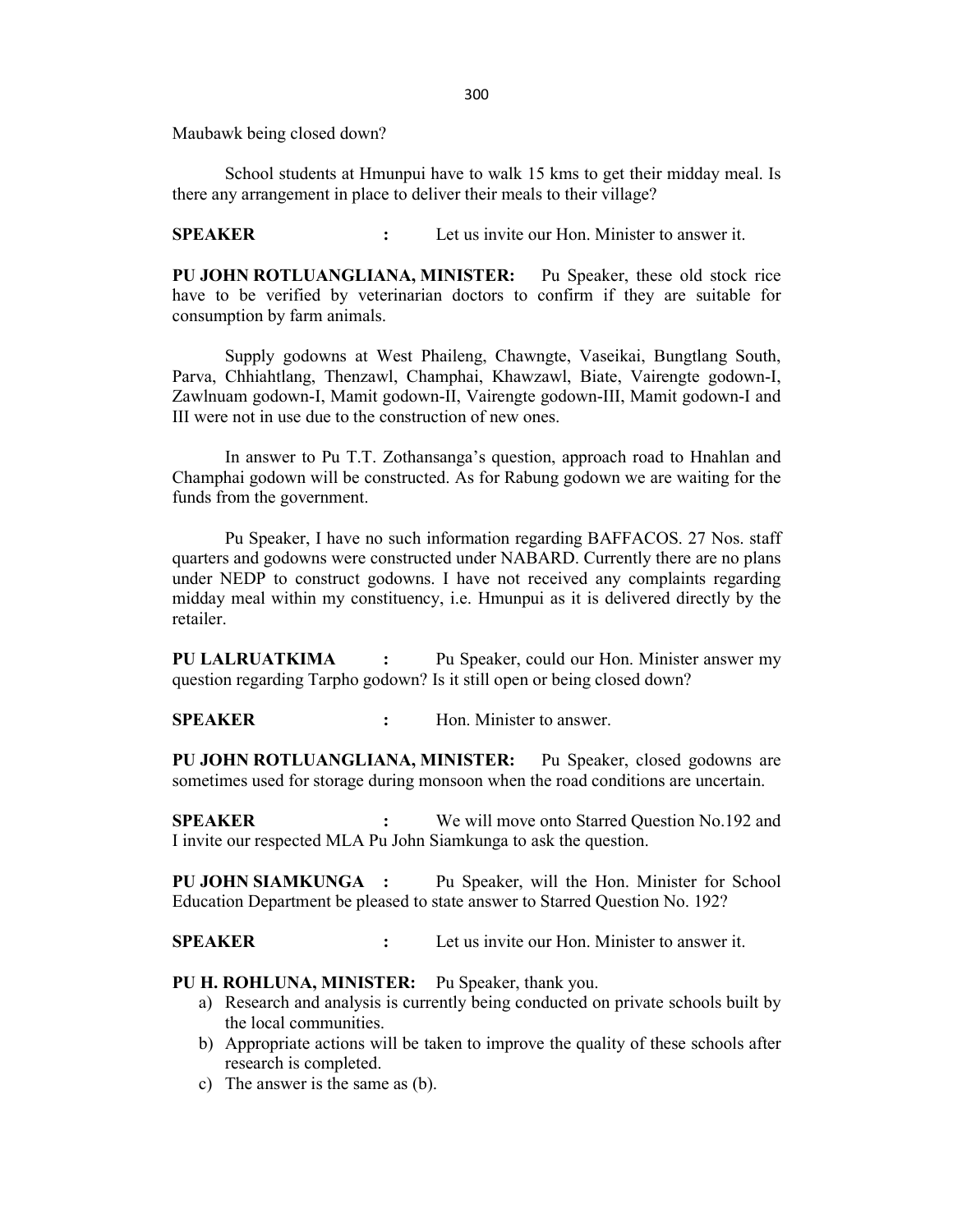Maubawk being closed down?

School students at Hmunpui have to walk 15 kms to get their midday meal. Is there any arrangement in place to deliver their meals to their village?

**SPEAKER** : Let us invite our Hon. Minister to answer it.

**PU JOHN ROTLUANGLIANA, MINISTER:** Pu Speaker, these old stock rice have to be verified by veterinarian doctors to confirm if they are suitable for consumption by farm animals.

Supply godowns at West Phaileng, Chawngte, Vaseikai, Bungtlang South, Parva, Chhiahtlang, Thenzawl, Champhai, Khawzawl, Biate, Vairengte godown-I, Zawlnuam godown-I, Mamit godown-II, Vairengte godown-III, Mamit godown-I and III were not in use due to the construction of new ones.

In answer to Pu T.T. Zothansanga's question, approach road to Hnahlan and Champhai godown will be constructed. As for Rabung godown we are waiting for the funds from the government.

Pu Speaker, I have no such information regarding BAFFACOS. 27 Nos. staff quarters and godowns were constructed under NABARD. Currently there are no plans under NEDP to construct godowns. I have not received any complaints regarding midday meal within my constituency, i.e. Hmunpui as it is delivered directly by the retailer.

**PU LALRUATKIMA** : Pu Speaker, could our Hon. Minister answer my question regarding Tarpho godown? Is it still open or being closed down?

**SPEAKER** : Hon. Minister to answer.

**PU JOHN ROTLUANGLIANA, MINISTER:** Pu Speaker, closed godowns are sometimes used for storage during monsoon when the road conditions are uncertain.

**SPEAKER** : We will move onto Starred Question No.192 and I invite our respected MLA Pu John Siamkunga to ask the question.

**PU JOHN SIAMKUNGA** : Pu Speaker, will the Hon. Minister for School Education Department be pleased to state answer to Starred Question No. 192?

**SPEAKER** : Let us invite our Hon. Minister to answer it.

**PU H. ROHLUNA, MINISTER:** Pu Speaker, thank you.

a) Research and analysis is currently being conducted on private schools built by the local communities.
b) Appropriate actions will be taken to improve the quality of these schools after research is completed.
c) The answer is the same as (b).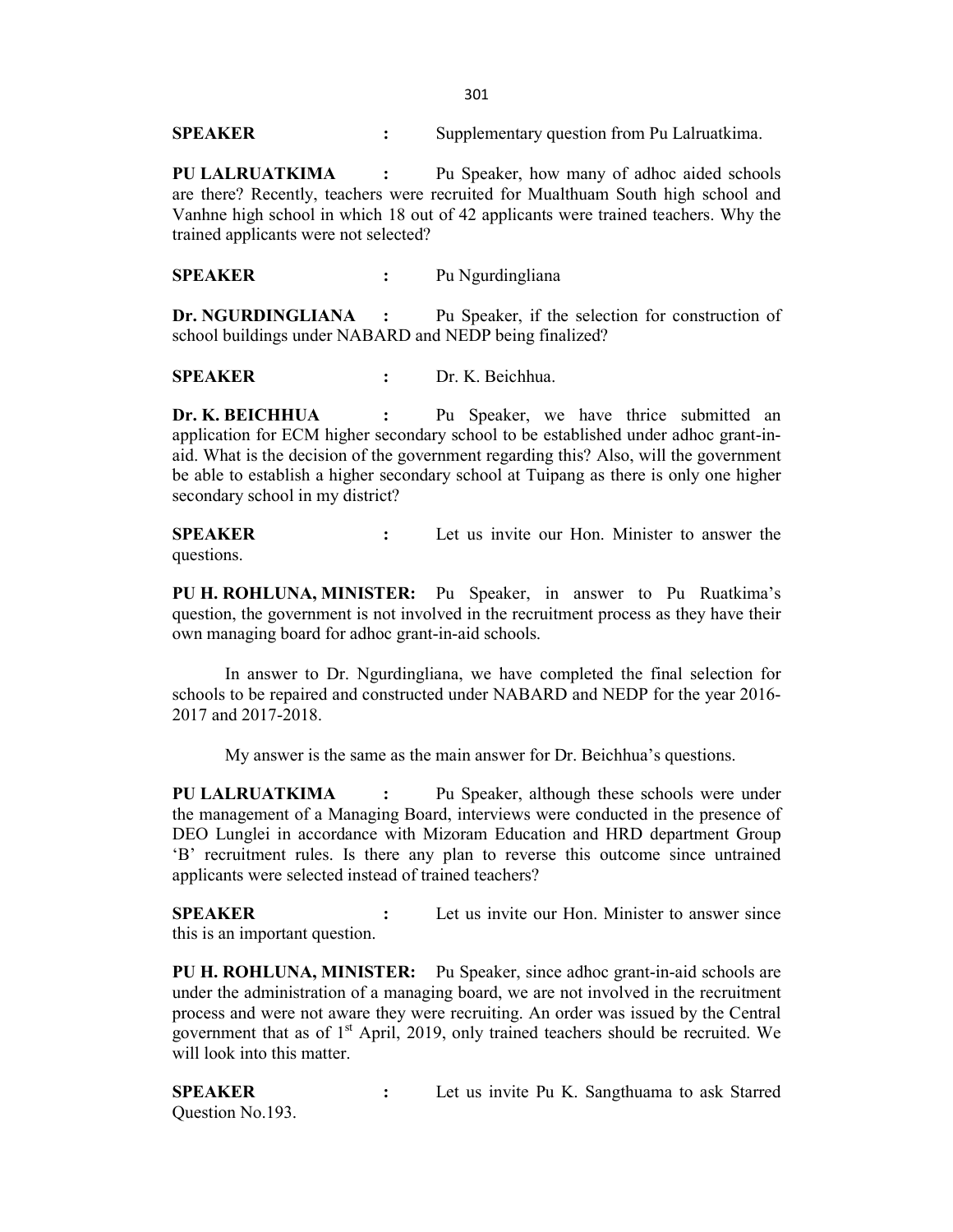**SPEAKER :** Supplementary question from Pu Lalruatkima.

**PU LALRUATKIMA :** Pu Speaker, how many of adhoc aided schools are there? Recently, teachers were recruited for Mualthuam South high school and Vanhne high school in which 18 out of 42 applicants were trained teachers. Why the trained applicants were not selected?

**SPEAKER :** Pu Ngurdingliana

**Dr. NGURDINGLIANA :** Pu Speaker, if the selection for construction of school buildings under NABARD and NEDP being finalized?

**SPEAKER :** Dr. K. Beichhua.

**Dr. K. BEICHHUA :** Pu Speaker, we have thrice submitted an application for ECM higher secondary school to be established under adhoc grant-in-aid. What is the decision of the government regarding this? Also, will the government be able to establish a higher secondary school at Tuipang as there is only one higher secondary school in my district?

**SPEAKER :** Let us invite our Hon. Minister to answer the questions.

**PU H. ROHLUNA, MINISTER:** Pu Speaker, in answer to Pu Ruatkima's question, the government is not involved in the recruitment process as they have their own managing board for adhoc grant-in-aid schools.

In answer to Dr. Ngurdingliana, we have completed the final selection for schools to be repaired and constructed under NABARD and NEDP for the year 2016-2017 and 2017-2018.

My answer is the same as the main answer for Dr. Beichhua's questions.

**PU LALRUATKIMA :** Pu Speaker, although these schools were under the management of a Managing Board, interviews were conducted in the presence of DEO Lunglei in accordance with Mizoram Education and HRD department Group 'B' recruitment rules. Is there any plan to reverse this outcome since untrained applicants were selected instead of trained teachers?

**SPEAKER :** Let us invite our Hon. Minister to answer since this is an important question.

**PU H. ROHLUNA, MINISTER:** Pu Speaker, since adhoc grant-in-aid schools are under the administration of a managing board, we are not involved in the recruitment process and were not aware they were recruiting. An order was issued by the Central government that as of 1st April, 2019, only trained teachers should be recruited. We will look into this matter.

**SPEAKER :** Let us invite Pu K. Sangthuama to ask Starred Question No.193.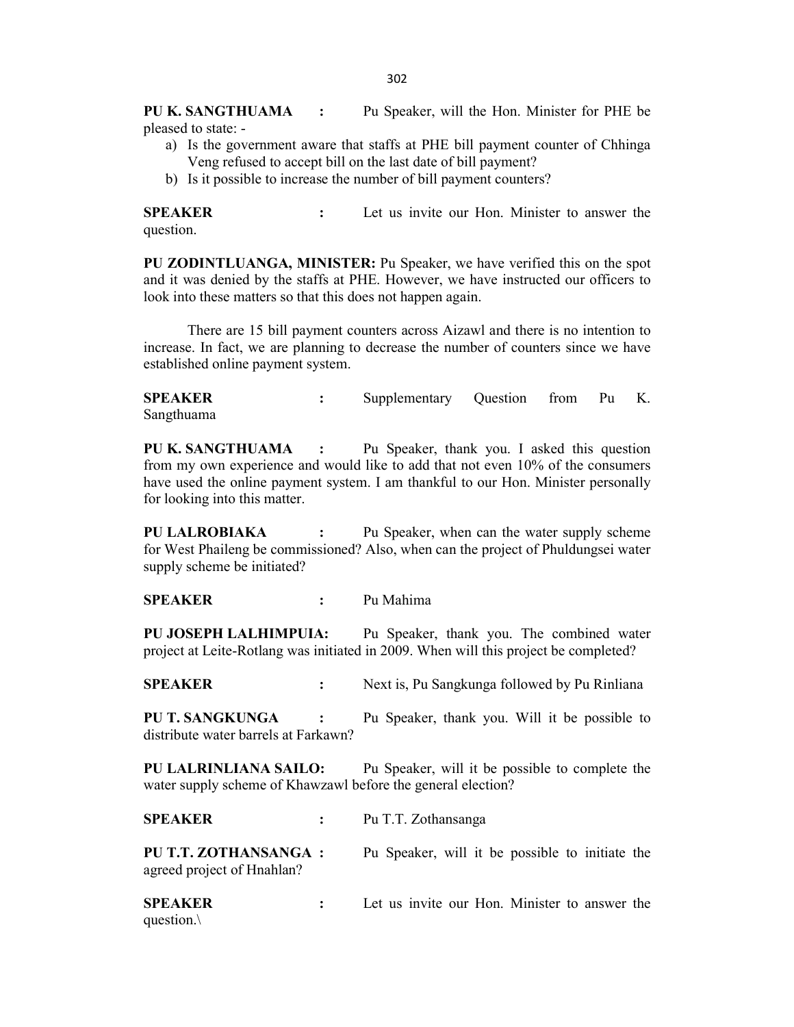**PU K. SANGTHUAMA :** Pu Speaker, will the Hon. Minister for PHE be pleased to state: -

a) Is the government aware that staffs at PHE bill payment counter of Chhinga Veng refused to accept bill on the last date of bill payment?
b) Is it possible to increase the number of bill payment counters?

**SPEAKER :** Let us invite our Hon. Minister to answer the question.

**PU ZODINTLUANGA, MINISTER:** Pu Speaker, we have verified this on the spot and it was denied by the staffs at PHE. However, we have instructed our officers to look into these matters so that this does not happen again.

There are 15 bill payment counters across Aizawl and there is no intention to increase. In fact, we are planning to decrease the number of counters since we have established online payment system.

**SPEAKER :** Supplementary Question from Pu K. Sangthuama

**PU K. SANGTHUAMA :** Pu Speaker, thank you. I asked this question from my own experience and would like to add that not even 10% of the consumers have used the online payment system. I am thankful to our Hon. Minister personally for looking into this matter.

**PU LALROBIAKA :** Pu Speaker, when can the water supply scheme for West Phaileng be commissioned? Also, when can the project of Phuldungsei water supply scheme be initiated?

**SPEAKER :** Pu Mahima

**PU JOSEPH LALHIMPUIA:** Pu Speaker, thank you. The combined water project at Leite-Rotlang was initiated in 2009. When will this project be completed?

**SPEAKER :** Next is, Pu Sangkunga followed by Pu Rinliana

**PU T. SANGKUNGA :** Pu Speaker, thank you. Will it be possible to distribute water barrels at Farkawn?

**PU LALRINLIANA SAILO:** Pu Speaker, will it be possible to complete the water supply scheme of Khawzawl before the general election?

**SPEAKER :** Pu T.T. Zothansanga

**PU T.T. ZOTHANSANGA :** Pu Speaker, will it be possible to initiate the agreed project of Hnahlan?

**SPEAKER :** Let us invite our Hon. Minister to answer the question.\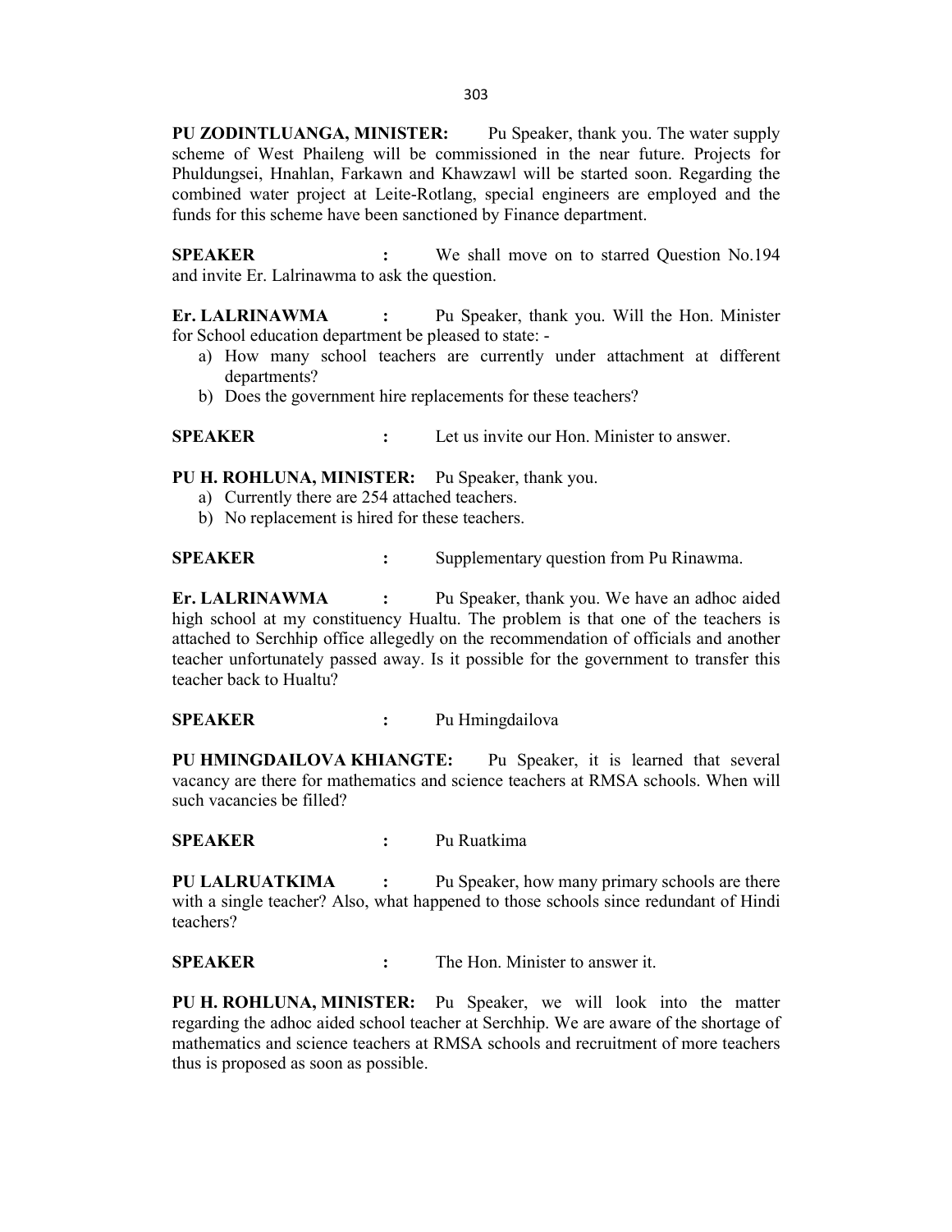**PU ZODINTLUANGA, MINISTER:** Pu Speaker, thank you. The water supply scheme of West Phaileng will be commissioned in the near future. Projects for Phuldungsei, Hnahlan, Farkawn and Khawzawl will be started soon. Regarding the combined water project at Leite-Rotlang, special engineers are employed and the funds for this scheme have been sanctioned by Finance department.

**SPEAKER :** We shall move on to starred Question No.194 and invite Er. Lalrinawma to ask the question.

**Er. LALRINAWMA :** Pu Speaker, thank you. Will the Hon. Minister for School education department be pleased to state: -

a) How many school teachers are currently under attachment at different departments?
b) Does the government hire replacements for these teachers?

**SPEAKER :** Let us invite our Hon. Minister to answer.

**PU H. ROHLUNA, MINISTER:** Pu Speaker, thank you.

a) Currently there are 254 attached teachers.
b) No replacement is hired for these teachers.

**SPEAKER :** Supplementary question from Pu Rinawma.

**Er. LALRINAWMA :** Pu Speaker, thank you. We have an adhoc aided high school at my constituency Hualtu. The problem is that one of the teachers is attached to Serchhip office allegedly on the recommendation of officials and another teacher unfortunately passed away. Is it possible for the government to transfer this teacher back to Hualtu?

**SPEAKER :** Pu Hmingdailova

**PU HMINGDAILOVA KHIANGTE:** Pu Speaker, it is learned that several vacancy are there for mathematics and science teachers at RMSA schools. When will such vacancies be filled?

**SPEAKER :** Pu Ruatkima

**PU LALRUATKIMA :** Pu Speaker, how many primary schools are there with a single teacher? Also, what happened to those schools since redundant of Hindi teachers?

**SPEAKER :** The Hon. Minister to answer it.

**PU H. ROHLUNA, MINISTER:** Pu Speaker, we will look into the matter regarding the adhoc aided school teacher at Serchhip. We are aware of the shortage of mathematics and science teachers at RMSA schools and recruitment of more teachers thus is proposed as soon as possible.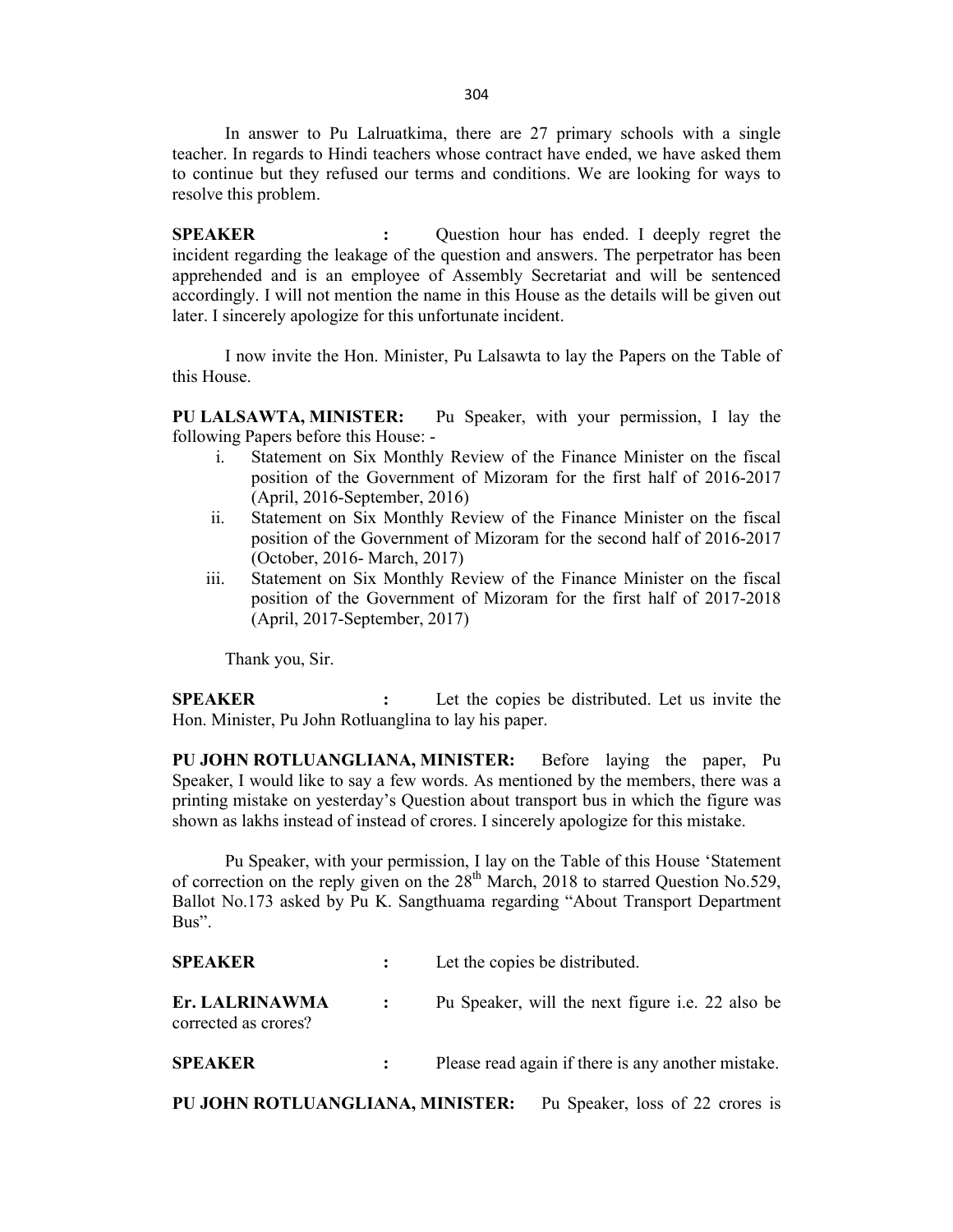In answer to Pu Lalruatkima, there are 27 primary schools with a single teacher. In regards to Hindi teachers whose contract have ended, we have asked them to continue but they refused our terms and conditions. We are looking for ways to resolve this problem.

**SPEAKER :** Question hour has ended. I deeply regret the incident regarding the leakage of the question and answers. The perpetrator has been apprehended and is an employee of Assembly Secretariat and will be sentenced accordingly. I will not mention the name in this House as the details will be given out later. I sincerely apologize for this unfortunate incident.

I now invite the Hon. Minister, Pu Lalsawta to lay the Papers on the Table of this House.

**PU LALSAWTA, MINISTER:** Pu Speaker, with your permission, I lay the following Papers before this House: -

i. Statement on Six Monthly Review of the Finance Minister on the fiscal position of the Government of Mizoram for the first half of 2016-2017 (April, 2016-September, 2016)

ii. Statement on Six Monthly Review of the Finance Minister on the fiscal position of the Government of Mizoram for the second half of 2016-2017 (October, 2016- March, 2017)

iii. Statement on Six Monthly Review of the Finance Minister on the fiscal position of the Government of Mizoram for the first half of 2017-2018 (April, 2017-September, 2017)

Thank you, Sir.

**SPEAKER :** Let the copies be distributed. Let us invite the Hon. Minister, Pu John Rotluanglina to lay his paper.

**PU JOHN ROTLUANGLIANA, MINISTER:** Before laying the paper, Pu Speaker, I would like to say a few words. As mentioned by the members, there was a printing mistake on yesterday's Question about transport bus in which the figure was shown as lakhs instead of instead of crores. I sincerely apologize for this mistake.

Pu Speaker, with your permission, I lay on the Table of this House 'Statement of correction on the reply given on the 28th March, 2018 to starred Question No.529, Ballot No.173 asked by Pu K. Sangthuama regarding "About Transport Department Bus".

**SPEAKER :** Let the copies be distributed.

**Er. LALRINAWMA :** Pu Speaker, will the next figure i.e. 22 also be corrected as crores?

**SPEAKER :** Please read again if there is any another mistake.

**PU JOHN ROTLUANGLIANA, MINISTER:** Pu Speaker, loss of 22 crores is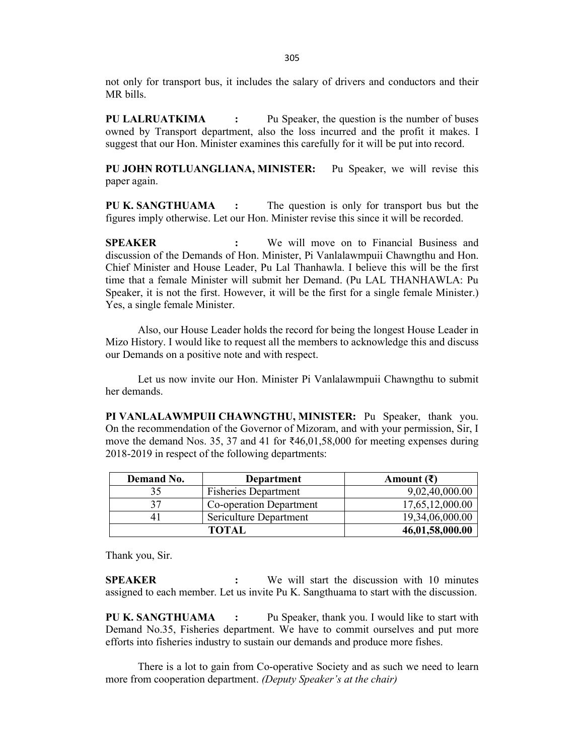not only for transport bus, it includes the salary of drivers and conductors and their MR bills.

**PU LALRUATKIMA :** Pu Speaker, the question is the number of buses owned by Transport department, also the loss incurred and the profit it makes. I suggest that our Hon. Minister examines this carefully for it will be put into record.

**PU JOHN ROTLUANGLIANA, MINISTER:** Pu Speaker, we will revise this paper again.

**PU K. SANGTHUAMA :** The question is only for transport bus but the figures imply otherwise. Let our Hon. Minister revise this since it will be recorded.

**SPEAKER :** We will move on to Financial Business and discussion of the Demands of Hon. Minister, Pi Vanlalawmpuii Chawngthu and Hon. Chief Minister and House Leader, Pu Lal Thanhawla. I believe this will be the first time that a female Minister will submit her Demand. (Pu LAL THANHAWLA: Pu Speaker, it is not the first. However, it will be the first for a single female Minister.) Yes, a single female Minister.

Also, our House Leader holds the record for being the longest House Leader in Mizo History. I would like to request all the members to acknowledge this and discuss our Demands on a positive note and with respect.

Let us now invite our Hon. Minister Pi Vanlalawmpuii Chawngthu to submit her demands.

**PI VANLALAWMPUII CHAWNGTHU, MINISTER:** Pu Speaker, thank you. On the recommendation of the Governor of Mizoram, and with your permission, Sir, I move the demand Nos. 35, 37 and 41 for ₹46,01,58,000 for meeting expenses during 2018-2019 in respect of the following departments:

| Demand No. | Department | Amount (₹) |
|---|---|---|
| 35 | Fisheries Department | 9,02,40,000.00 |
| 37 | Co-operation Department | 17,65,12,000.00 |
| 41 | Sericulture Department | 19,34,06,000.00 |
| **TOTAL** | | **46,01,58,000.00** |

Thank you, Sir.

**SPEAKER :** We will start the discussion with 10 minutes assigned to each member. Let us invite Pu K. Sangthuama to start with the discussion.

**PU K. SANGTHUAMA :** Pu Speaker, thank you. I would like to start with Demand No.35, Fisheries department. We have to commit ourselves and put more efforts into fisheries industry to sustain our demands and produce more fishes.

There is a lot to gain from Co-operative Society and as such we need to learn more from cooperation department. *(Deputy Speaker's at the chair)*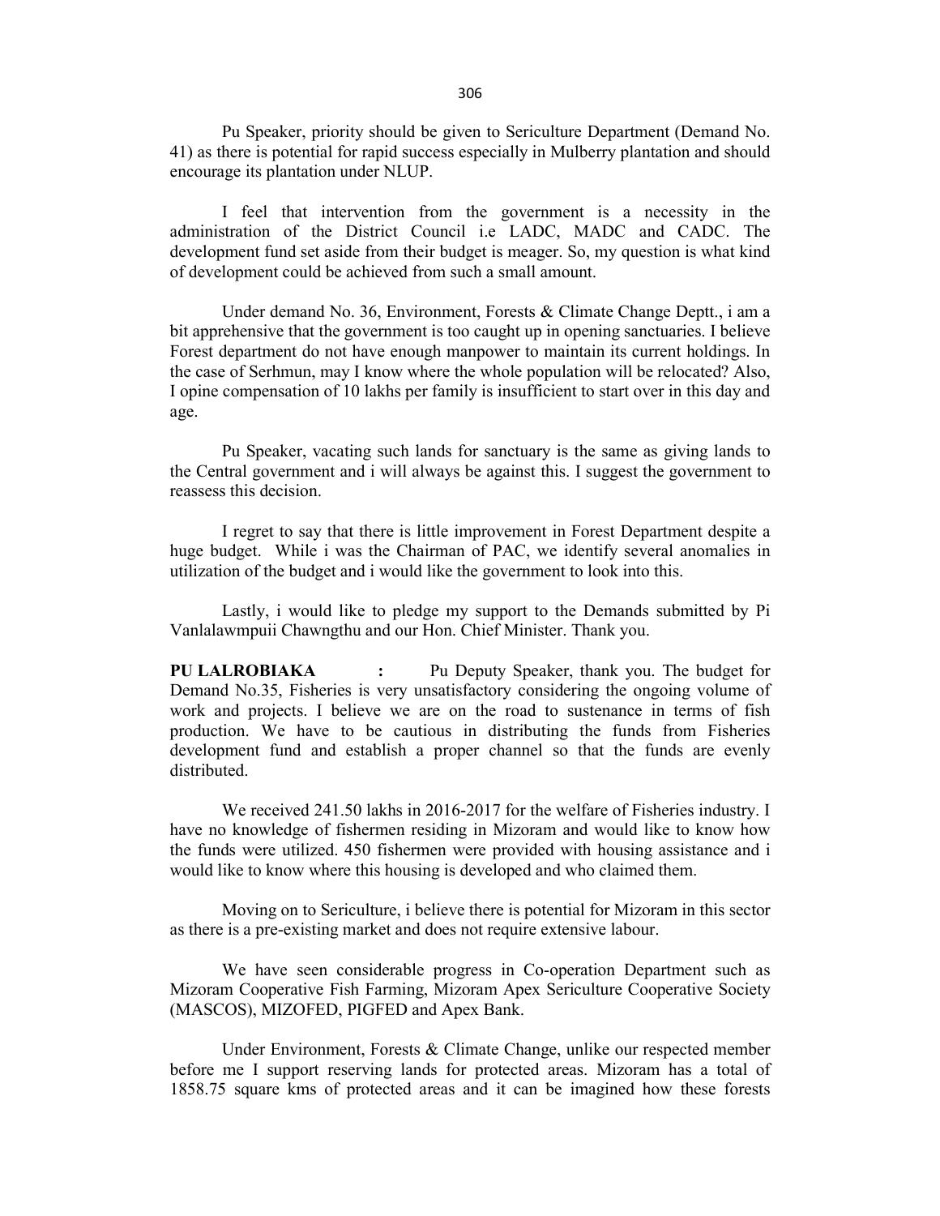Pu Speaker, priority should be given to Sericulture Department (Demand No. 41) as there is potential for rapid success especially in Mulberry plantation and should encourage its plantation under NLUP.

I feel that intervention from the government is a necessity in the administration of the District Council i.e LADC, MADC and CADC. The development fund set aside from their budget is meager. So, my question is what kind of development could be achieved from such a small amount.

Under demand No. 36, Environment, Forests & Climate Change Deptt., i am a bit apprehensive that the government is too caught up in opening sanctuaries. I believe Forest department do not have enough manpower to maintain its current holdings. In the case of Serhmun, may I know where the whole population will be relocated? Also, I opine compensation of 10 lakhs per family is insufficient to start over in this day and age.

Pu Speaker, vacating such lands for sanctuary is the same as giving lands to the Central government and i will always be against this. I suggest the government to reassess this decision.

I regret to say that there is little improvement in Forest Department despite a huge budget. While i was the Chairman of PAC, we identify several anomalies in utilization of the budget and i would like the government to look into this.

Lastly, i would like to pledge my support to the Demands submitted by Pi Vanlalawmpuii Chawngthu and our Hon. Chief Minister. Thank you.

**PU LALROBIAKA :** Pu Deputy Speaker, thank you. The budget for Demand No.35, Fisheries is very unsatisfactory considering the ongoing volume of work and projects. I believe we are on the road to sustenance in terms of fish production. We have to be cautious in distributing the funds from Fisheries development fund and establish a proper channel so that the funds are evenly distributed.

We received 241.50 lakhs in 2016-2017 for the welfare of Fisheries industry. I have no knowledge of fishermen residing in Mizoram and would like to know how the funds were utilized. 450 fishermen were provided with housing assistance and i would like to know where this housing is developed and who claimed them.

Moving on to Sericulture, i believe there is potential for Mizoram in this sector as there is a pre-existing market and does not require extensive labour.

We have seen considerable progress in Co-operation Department such as Mizoram Cooperative Fish Farming, Mizoram Apex Sericulture Cooperative Society (MASCOS), MIZOFED, PIGFED and Apex Bank.

Under Environment, Forests & Climate Change, unlike our respected member before me I support reserving lands for protected areas. Mizoram has a total of 1858.75 square kms of protected areas and it can be imagined how these forests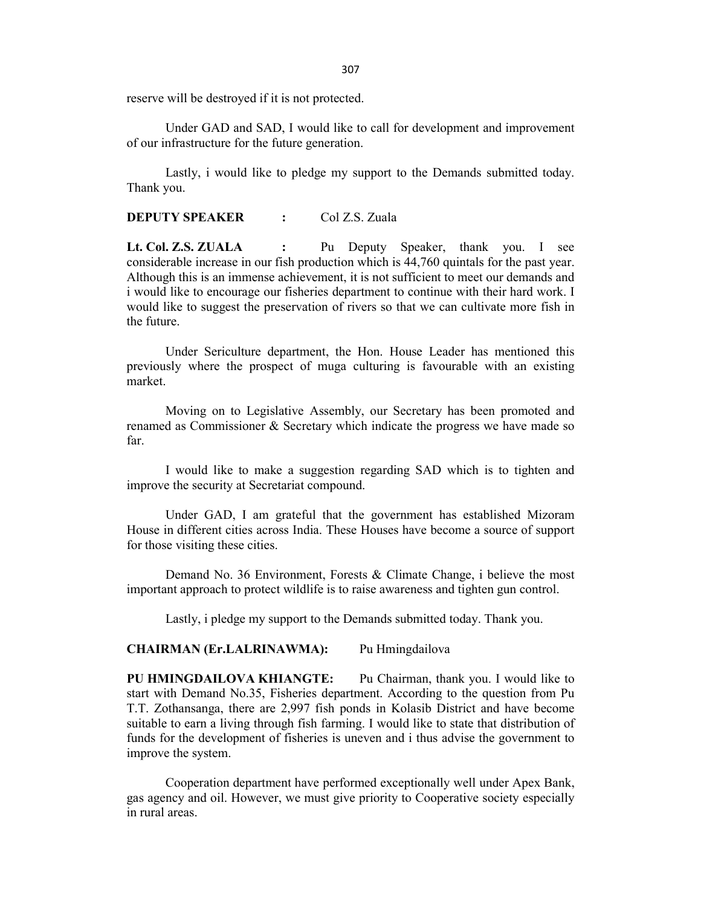reserve will be destroyed if it is not protected.

Under GAD and SAD, I would like to call for development and improvement of our infrastructure for the future generation.

Lastly, i would like to pledge my support to the Demands submitted today. Thank you.

**DEPUTY SPEAKER :** Col Z.S. Zuala

**Lt. Col. Z.S. ZUALA :** Pu Deputy Speaker, thank you. I see considerable increase in our fish production which is 44,760 quintals for the past year. Although this is an immense achievement, it is not sufficient to meet our demands and i would like to encourage our fisheries department to continue with their hard work. I would like to suggest the preservation of rivers so that we can cultivate more fish in the future.

Under Sericulture department, the Hon. House Leader has mentioned this previously where the prospect of muga culturing is favourable with an existing market.

Moving on to Legislative Assembly, our Secretary has been promoted and renamed as Commissioner & Secretary which indicate the progress we have made so far.

I would like to make a suggestion regarding SAD which is to tighten and improve the security at Secretariat compound.

Under GAD, I am grateful that the government has established Mizoram House in different cities across India. These Houses have become a source of support for those visiting these cities.

Demand No. 36 Environment, Forests & Climate Change, i believe the most important approach to protect wildlife is to raise awareness and tighten gun control.

Lastly, i pledge my support to the Demands submitted today. Thank you.

**CHAIRMAN (Er.LALRINAWMA):** Pu Hmingdailova

**PU HMINGDAILOVA KHIANGTE:** Pu Chairman, thank you. I would like to start with Demand No.35, Fisheries department. According to the question from Pu T.T. Zothansanga, there are 2,997 fish ponds in Kolasib District and have become suitable to earn a living through fish farming. I would like to state that distribution of funds for the development of fisheries is uneven and i thus advise the government to improve the system.

Cooperation department have performed exceptionally well under Apex Bank, gas agency and oil. However, we must give priority to Cooperative society especially in rural areas.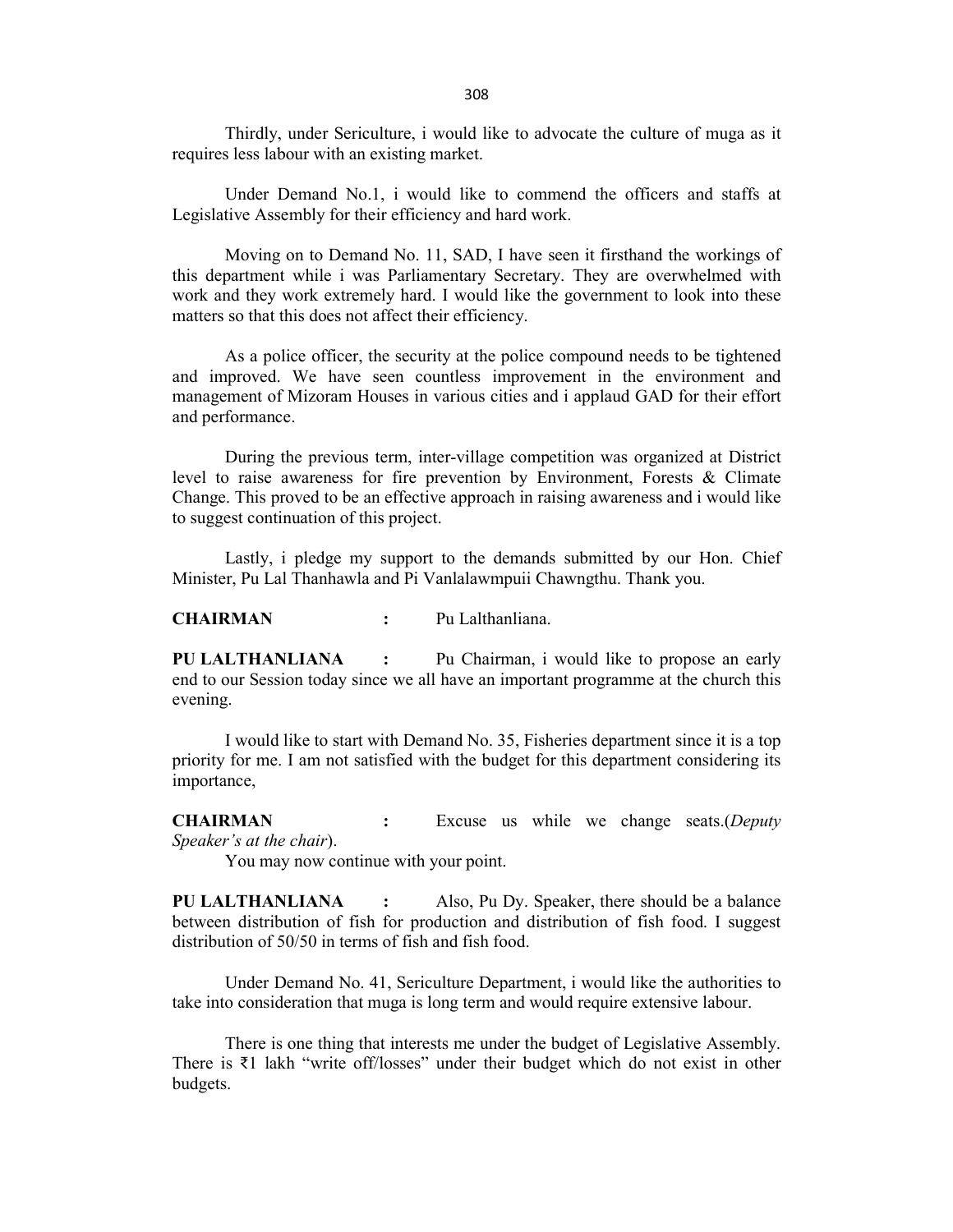Thirdly, under Sericulture, i would like to advocate the culture of muga as it requires less labour with an existing market.

Under Demand No.1, i would like to commend the officers and staffs at Legislative Assembly for their efficiency and hard work.

Moving on to Demand No. 11, SAD, I have seen it firsthand the workings of this department while i was Parliamentary Secretary. They are overwhelmed with work and they work extremely hard. I would like the government to look into these matters so that this does not affect their efficiency.

As a police officer, the security at the police compound needs to be tightened and improved. We have seen countless improvement in the environment and management of Mizoram Houses in various cities and i applaud GAD for their effort and performance.

During the previous term, inter-village competition was organized at District level to raise awareness for fire prevention by Environment, Forests & Climate Change. This proved to be an effective approach in raising awareness and i would like to suggest continuation of this project.

Lastly, i pledge my support to the demands submitted by our Hon. Chief Minister, Pu Lal Thanhawla and Pi Vanlalawmpuii Chawngthu. Thank you.

**CHAIRMAN :** Pu Lalthanliana.

**PU LALTHANLIANA :** Pu Chairman, i would like to propose an early end to our Session today since we all have an important programme at the church this evening.

I would like to start with Demand No. 35, Fisheries department since it is a top priority for me. I am not satisfied with the budget for this department considering its importance,

**CHAIRMAN :** Excuse us while we change seats.(*Deputy Speaker's at the chair*).

You may now continue with your point.

**PU LALTHANLIANA :** Also, Pu Dy. Speaker, there should be a balance between distribution of fish for production and distribution of fish food. I suggest distribution of 50/50 in terms of fish and fish food.

Under Demand No. 41, Sericulture Department, i would like the authorities to take into consideration that muga is long term and would require extensive labour.

There is one thing that interests me under the budget of Legislative Assembly. There is ₹1 lakh "write off/losses" under their budget which do not exist in other budgets.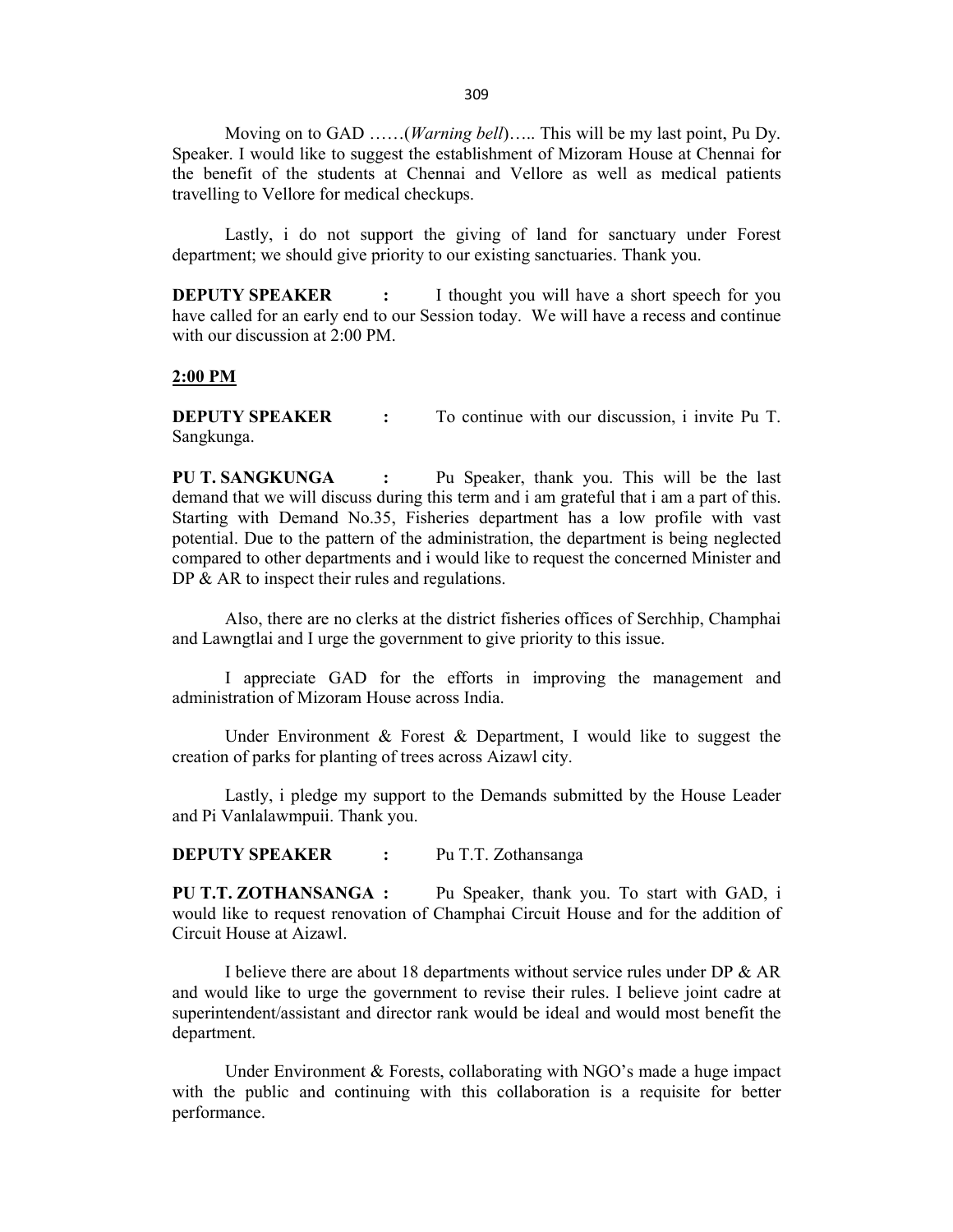Moving on to GAD ……(*Warning bell*)….. This will be my last point, Pu Dy. Speaker. I would like to suggest the establishment of Mizoram House at Chennai for the benefit of the students at Chennai and Vellore as well as medical patients travelling to Vellore for medical checkups.

Lastly, i do not support the giving of land for sanctuary under Forest department; we should give priority to our existing sanctuaries. Thank you.

**DEPUTY SPEAKER :** I thought you will have a short speech for you have called for an early end to our Session today. We will have a recess and continue with our discussion at 2:00 PM.

**2:00 PM**

**DEPUTY SPEAKER :** To continue with our discussion, i invite Pu T. Sangkunga.

**PU T. SANGKUNGA :** Pu Speaker, thank you. This will be the last demand that we will discuss during this term and i am grateful that i am a part of this. Starting with Demand No.35, Fisheries department has a low profile with vast potential. Due to the pattern of the administration, the department is being neglected compared to other departments and i would like to request the concerned Minister and DP & AR to inspect their rules and regulations.

Also, there are no clerks at the district fisheries offices of Serchhip, Champhai and Lawngtlai and I urge the government to give priority to this issue.

I appreciate GAD for the efforts in improving the management and administration of Mizoram House across India.

Under Environment & Forest & Department, I would like to suggest the creation of parks for planting of trees across Aizawl city.

Lastly, i pledge my support to the Demands submitted by the House Leader and Pi Vanlalawmpuii. Thank you.

**DEPUTY SPEAKER :** Pu T.T. Zothansanga

**PU T.T. ZOTHANSANGA :** Pu Speaker, thank you. To start with GAD, i would like to request renovation of Champhai Circuit House and for the addition of Circuit House at Aizawl.

I believe there are about 18 departments without service rules under DP & AR and would like to urge the government to revise their rules. I believe joint cadre at superintendent/assistant and director rank would be ideal and would most benefit the department.

Under Environment & Forests, collaborating with NGO's made a huge impact with the public and continuing with this collaboration is a requisite for better performance.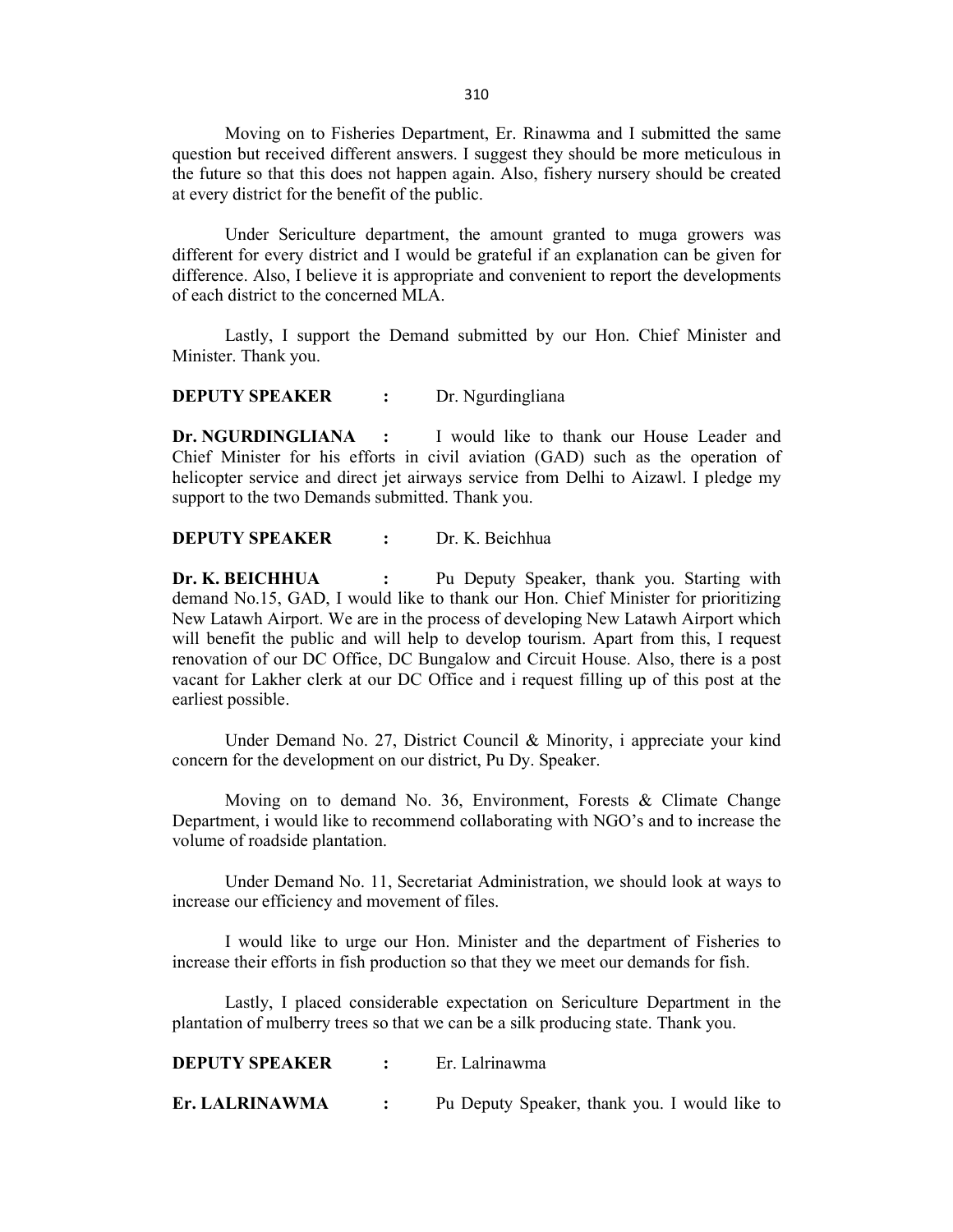Moving on to Fisheries Department, Er. Rinawma and I submitted the same question but received different answers. I suggest they should be more meticulous in the future so that this does not happen again. Also, fishery nursery should be created at every district for the benefit of the public.

Under Sericulture department, the amount granted to muga growers was different for every district and I would be grateful if an explanation can be given for difference. Also, I believe it is appropriate and convenient to report the developments of each district to the concerned MLA.

Lastly, I support the Demand submitted by our Hon. Chief Minister and Minister. Thank you.

**DEPUTY SPEAKER** : Dr. Ngurdingliana

**Dr. NGURDINGLIANA** : I would like to thank our House Leader and Chief Minister for his efforts in civil aviation (GAD) such as the operation of helicopter service and direct jet airways service from Delhi to Aizawl. I pledge my support to the two Demands submitted. Thank you.

**DEPUTY SPEAKER** : Dr. K. Beichhua

**Dr. K. BEICHHUA** : Pu Deputy Speaker, thank you. Starting with demand No.15, GAD, I would like to thank our Hon. Chief Minister for prioritizing New Latawh Airport. We are in the process of developing New Latawh Airport which will benefit the public and will help to develop tourism. Apart from this, I request renovation of our DC Office, DC Bungalow and Circuit House. Also, there is a post vacant for Lakher clerk at our DC Office and i request filling up of this post at the earliest possible.

Under Demand No. 27, District Council & Minority, i appreciate your kind concern for the development on our district, Pu Dy. Speaker.

Moving on to demand No. 36, Environment, Forests & Climate Change Department, i would like to recommend collaborating with NGO's and to increase the volume of roadside plantation.

Under Demand No. 11, Secretariat Administration, we should look at ways to increase our efficiency and movement of files.

I would like to urge our Hon. Minister and the department of Fisheries to increase their efforts in fish production so that they we meet our demands for fish.

Lastly, I placed considerable expectation on Sericulture Department in the plantation of mulberry trees so that we can be a silk producing state. Thank you.

**DEPUTY SPEAKER** : Er. Lalrinawma

**Er. LALRINAWMA** : Pu Deputy Speaker, thank you. I would like to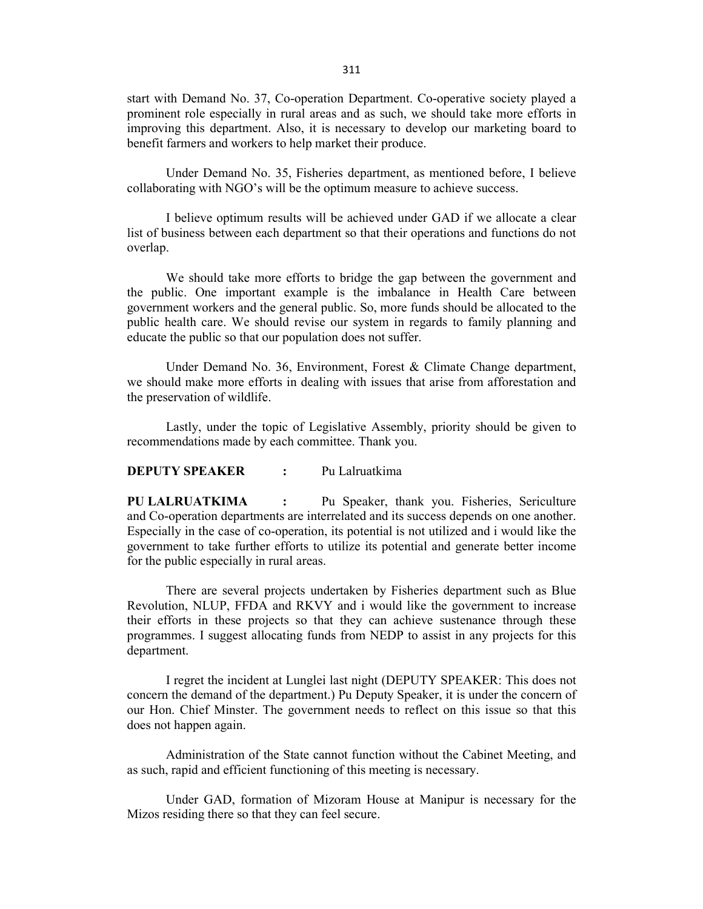start with Demand No. 37, Co-operation Department. Co-operative society played a prominent role especially in rural areas and as such, we should take more efforts in improving this department. Also, it is necessary to develop our marketing board to benefit farmers and workers to help market their produce.

Under Demand No. 35, Fisheries department, as mentioned before, I believe collaborating with NGO's will be the optimum measure to achieve success.

I believe optimum results will be achieved under GAD if we allocate a clear list of business between each department so that their operations and functions do not overlap.

We should take more efforts to bridge the gap between the government and the public. One important example is the imbalance in Health Care between government workers and the general public. So, more funds should be allocated to the public health care. We should revise our system in regards to family planning and educate the public so that our population does not suffer.

Under Demand No. 36, Environment, Forest & Climate Change department, we should make more efforts in dealing with issues that arise from afforestation and the preservation of wildlife.

Lastly, under the topic of Legislative Assembly, priority should be given to recommendations made by each committee. Thank you.

**DEPUTY SPEAKER :** Pu Lalruatkima

**PU LALRUATKIMA :** Pu Speaker, thank you. Fisheries, Sericulture and Co-operation departments are interrelated and its success depends on one another. Especially in the case of co-operation, its potential is not utilized and i would like the government to take further efforts to utilize its potential and generate better income for the public especially in rural areas.

There are several projects undertaken by Fisheries department such as Blue Revolution, NLUP, FFDA and RKVY and i would like the government to increase their efforts in these projects so that they can achieve sustenance through these programmes. I suggest allocating funds from NEDP to assist in any projects for this department.

I regret the incident at Lunglei last night (DEPUTY SPEAKER: This does not concern the demand of the department.) Pu Deputy Speaker, it is under the concern of our Hon. Chief Minster. The government needs to reflect on this issue so that this does not happen again.

Administration of the State cannot function without the Cabinet Meeting, and as such, rapid and efficient functioning of this meeting is necessary.

Under GAD, formation of Mizoram House at Manipur is necessary for the Mizos residing there so that they can feel secure.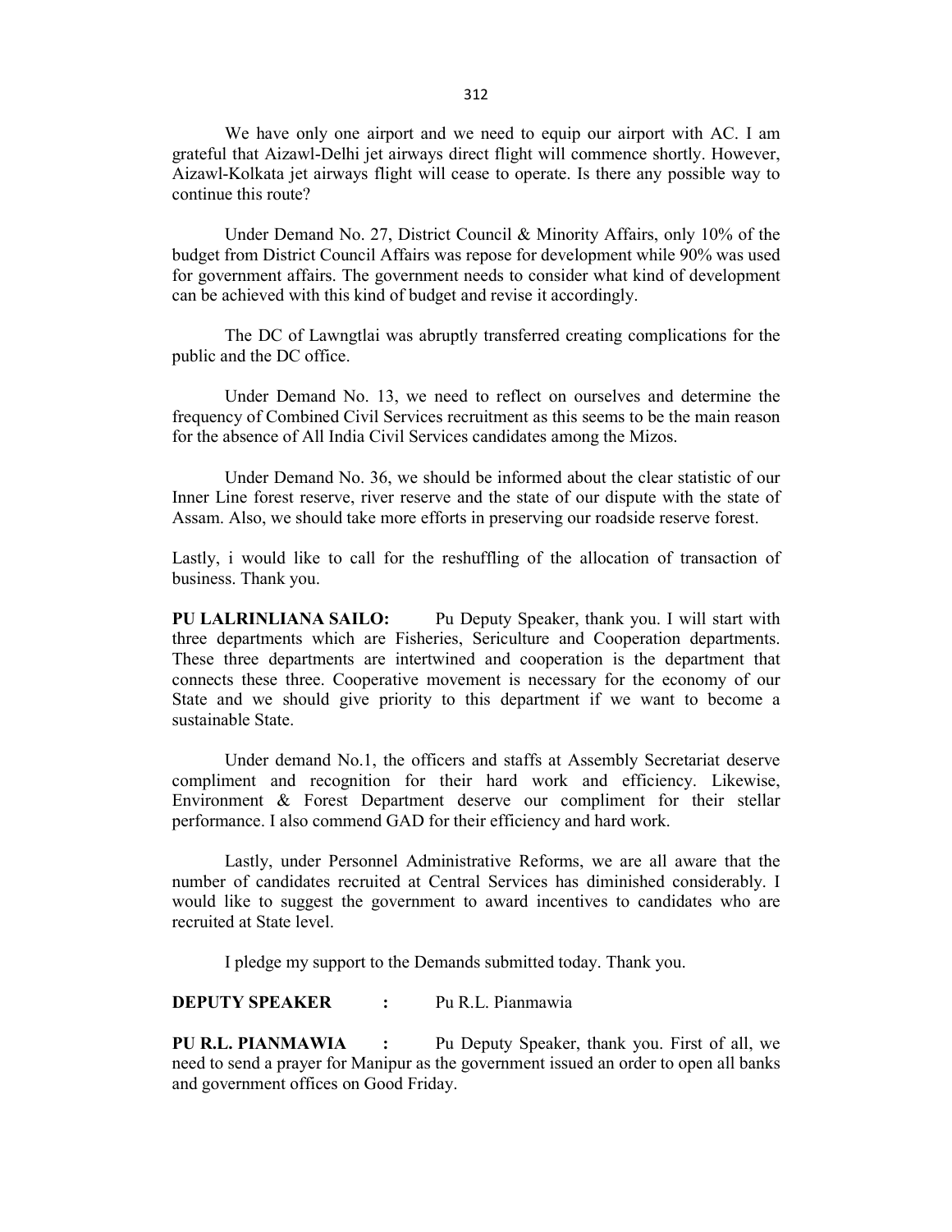We have only one airport and we need to equip our airport with AC. I am grateful that Aizawl-Delhi jet airways direct flight will commence shortly. However, Aizawl-Kolkata jet airways flight will cease to operate. Is there any possible way to continue this route?

Under Demand No. 27, District Council & Minority Affairs, only 10% of the budget from District Council Affairs was repose for development while 90% was used for government affairs. The government needs to consider what kind of development can be achieved with this kind of budget and revise it accordingly.

The DC of Lawngtlai was abruptly transferred creating complications for the public and the DC office.

Under Demand No. 13, we need to reflect on ourselves and determine the frequency of Combined Civil Services recruitment as this seems to be the main reason for the absence of All India Civil Services candidates among the Mizos.

Under Demand No. 36, we should be informed about the clear statistic of our Inner Line forest reserve, river reserve and the state of our dispute with the state of Assam. Also, we should take more efforts in preserving our roadside reserve forest.

Lastly, i would like to call for the reshuffling of the allocation of transaction of business. Thank you.

**PU LALRINLIANA SAILO:** Pu Deputy Speaker, thank you. I will start with three departments which are Fisheries, Sericulture and Cooperation departments. These three departments are intertwined and cooperation is the department that connects these three. Cooperative movement is necessary for the economy of our State and we should give priority to this department if we want to become a sustainable State.

Under demand No.1, the officers and staffs at Assembly Secretariat deserve compliment and recognition for their hard work and efficiency. Likewise, Environment & Forest Department deserve our compliment for their stellar performance. I also commend GAD for their efficiency and hard work.

Lastly, under Personnel Administrative Reforms, we are all aware that the number of candidates recruited at Central Services has diminished considerably. I would like to suggest the government to award incentives to candidates who are recruited at State level.

I pledge my support to the Demands submitted today. Thank you.

**DEPUTY SPEAKER :** Pu R.L. Pianmawia

**PU R.L. PIANMAWIA :** Pu Deputy Speaker, thank you. First of all, we need to send a prayer for Manipur as the government issued an order to open all banks and government offices on Good Friday.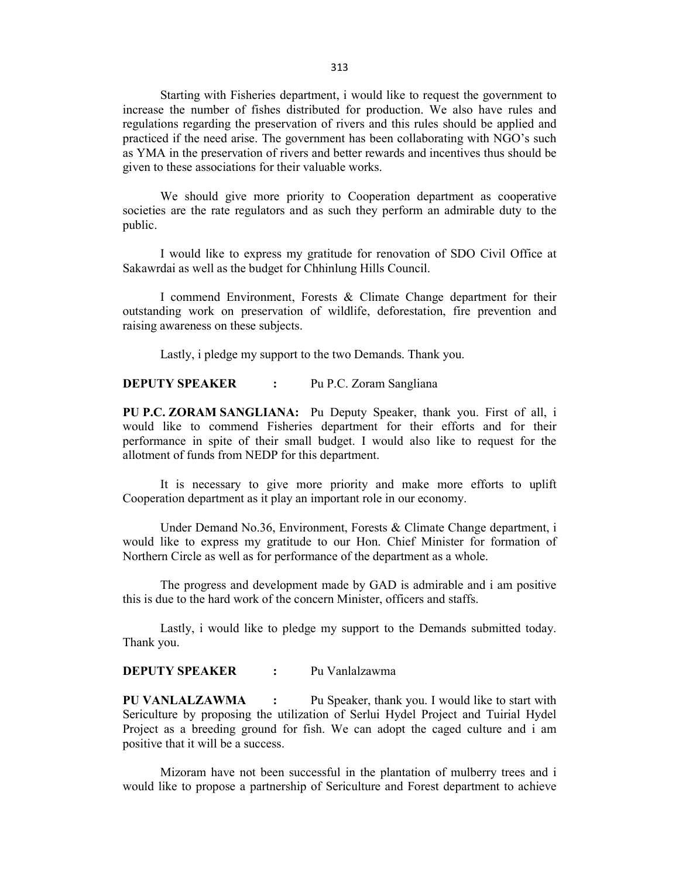Starting with Fisheries department, i would like to request the government to increase the number of fishes distributed for production. We also have rules and regulations regarding the preservation of rivers and this rules should be applied and practiced if the need arise. The government has been collaborating with NGO's such as YMA in the preservation of rivers and better rewards and incentives thus should be given to these associations for their valuable works.

We should give more priority to Cooperation department as cooperative societies are the rate regulators and as such they perform an admirable duty to the public.

I would like to express my gratitude for renovation of SDO Civil Office at Sakawrdai as well as the budget for Chhinlung Hills Council.

I commend Environment, Forests & Climate Change department for their outstanding work on preservation of wildlife, deforestation, fire prevention and raising awareness on these subjects.

Lastly, i pledge my support to the two Demands. Thank you.

**DEPUTY SPEAKER :** Pu P.C. Zoram Sangliana

**PU P.C. ZORAM SANGLIANA:** Pu Deputy Speaker, thank you. First of all, i would like to commend Fisheries department for their efforts and for their performance in spite of their small budget. I would also like to request for the allotment of funds from NEDP for this department.

It is necessary to give more priority and make more efforts to uplift Cooperation department as it play an important role in our economy.

Under Demand No.36, Environment, Forests & Climate Change department, i would like to express my gratitude to our Hon. Chief Minister for formation of Northern Circle as well as for performance of the department as a whole.

The progress and development made by GAD is admirable and i am positive this is due to the hard work of the concern Minister, officers and staffs.

Lastly, i would like to pledge my support to the Demands submitted today. Thank you.

**DEPUTY SPEAKER :** Pu Vanlalzawma

**PU VANLALZAWMA :** Pu Speaker, thank you. I would like to start with Sericulture by proposing the utilization of Serlui Hydel Project and Tuirial Hydel Project as a breeding ground for fish. We can adopt the caged culture and i am positive that it will be a success.

Mizoram have not been successful in the plantation of mulberry trees and i would like to propose a partnership of Sericulture and Forest department to achieve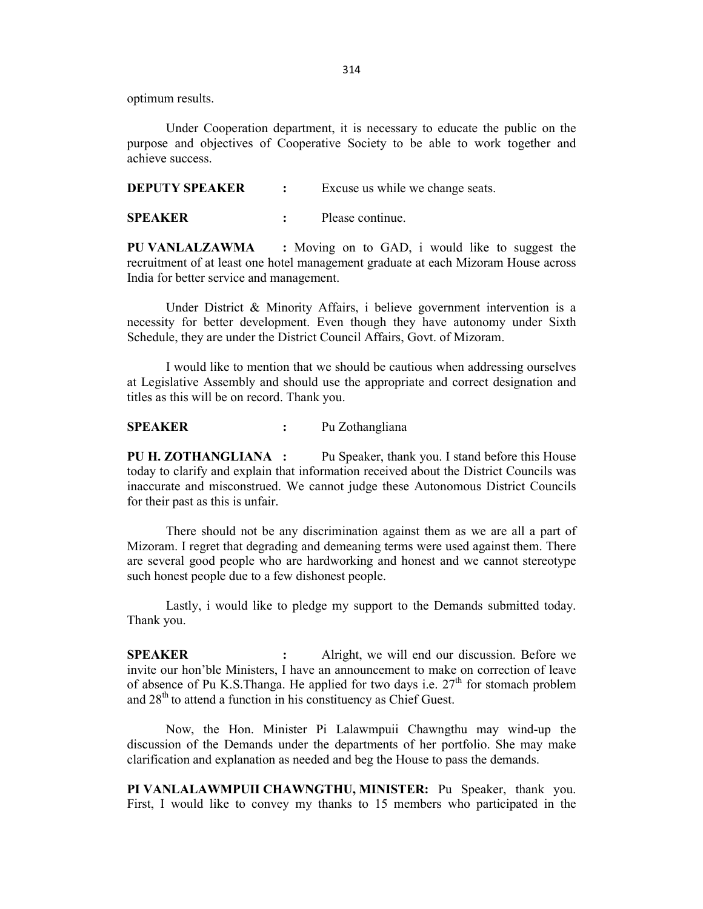optimum results.

Under Cooperation department, it is necessary to educate the public on the purpose and objectives of Cooperative Society to be able to work together and achieve success.

**DEPUTY SPEAKER** : Excuse us while we change seats.

**SPEAKER** : Please continue.

**PU VANLALZAWMA** : Moving on to GAD, i would like to suggest the recruitment of at least one hotel management graduate at each Mizoram House across India for better service and management.

Under District & Minority Affairs, i believe government intervention is a necessity for better development. Even though they have autonomy under Sixth Schedule, they are under the District Council Affairs, Govt. of Mizoram.

I would like to mention that we should be cautious when addressing ourselves at Legislative Assembly and should use the appropriate and correct designation and titles as this will be on record. Thank you.

**SPEAKER** : Pu Zothangliana

**PU H. ZOTHANGLIANA** : Pu Speaker, thank you. I stand before this House today to clarify and explain that information received about the District Councils was inaccurate and misconstrued. We cannot judge these Autonomous District Councils for their past as this is unfair.

There should not be any discrimination against them as we are all a part of Mizoram. I regret that degrading and demeaning terms were used against them. There are several good people who are hardworking and honest and we cannot stereotype such honest people due to a few dishonest people.

Lastly, i would like to pledge my support to the Demands submitted today. Thank you.

**SPEAKER** : Alright, we will end our discussion. Before we invite our hon'ble Ministers, I have an announcement to make on correction of leave of absence of Pu K.S.Thanga. He applied for two days i.e. 27th for stomach problem and 28th to attend a function in his constituency as Chief Guest.

Now, the Hon. Minister Pi Lalawmpuii Chawngthu may wind-up the discussion of the Demands under the departments of her portfolio. She may make clarification and explanation as needed and beg the House to pass the demands.

**PI VANLALAWMPUII CHAWNGTHU, MINISTER:** Pu Speaker, thank you. First, I would like to convey my thanks to 15 members who participated in the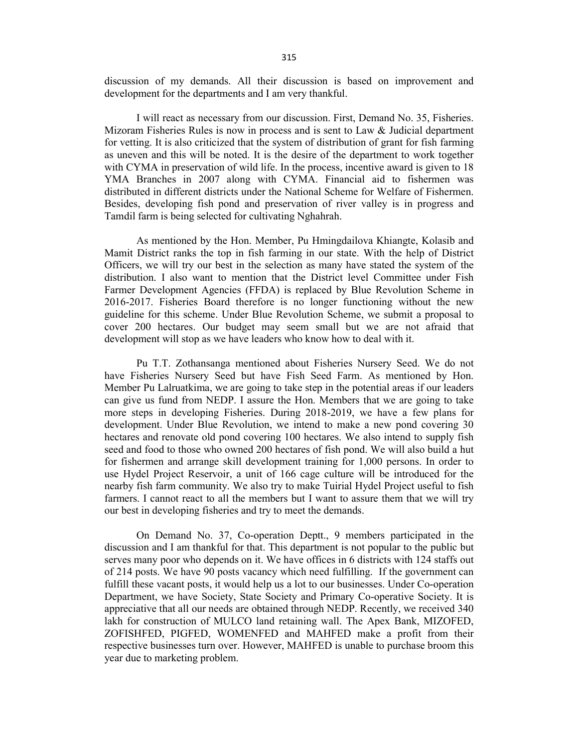discussion of my demands. All their discussion is based on improvement and development for the departments and I am very thankful.

I will react as necessary from our discussion. First, Demand No. 35, Fisheries. Mizoram Fisheries Rules is now in process and is sent to Law & Judicial department for vetting. It is also criticized that the system of distribution of grant for fish farming as uneven and this will be noted. It is the desire of the department to work together with CYMA in preservation of wild life. In the process, incentive award is given to 18 YMA Branches in 2007 along with CYMA. Financial aid to fishermen was distributed in different districts under the National Scheme for Welfare of Fishermen. Besides, developing fish pond and preservation of river valley is in progress and Tamdil farm is being selected for cultivating Nghahrah.

As mentioned by the Hon. Member, Pu Hmingdailova Khiangte, Kolasib and Mamit District ranks the top in fish farming in our state. With the help of District Officers, we will try our best in the selection as many have stated the system of the distribution. I also want to mention that the District level Committee under Fish Farmer Development Agencies (FFDA) is replaced by Blue Revolution Scheme in 2016-2017. Fisheries Board therefore is no longer functioning without the new guideline for this scheme. Under Blue Revolution Scheme, we submit a proposal to cover 200 hectares. Our budget may seem small but we are not afraid that development will stop as we have leaders who know how to deal with it.

Pu T.T. Zothansanga mentioned about Fisheries Nursery Seed. We do not have Fisheries Nursery Seed but have Fish Seed Farm. As mentioned by Hon. Member Pu Lalruatkima, we are going to take step in the potential areas if our leaders can give us fund from NEDP. I assure the Hon. Members that we are going to take more steps in developing Fisheries. During 2018-2019, we have a few plans for development. Under Blue Revolution, we intend to make a new pond covering 30 hectares and renovate old pond covering 100 hectares. We also intend to supply fish seed and food to those who owned 200 hectares of fish pond. We will also build a hut for fishermen and arrange skill development training for 1,000 persons. In order to use Hydel Project Reservoir, a unit of 166 cage culture will be introduced for the nearby fish farm community. We also try to make Tuirial Hydel Project useful to fish farmers. I cannot react to all the members but I want to assure them that we will try our best in developing fisheries and try to meet the demands.

On Demand No. 37, Co-operation Deptt., 9 members participated in the discussion and I am thankful for that. This department is not popular to the public but serves many poor who depends on it. We have offices in 6 districts with 124 staffs out of 214 posts. We have 90 posts vacancy which need fulfilling. If the government can fulfill these vacant posts, it would help us a lot to our businesses. Under Co-operation Department, we have Society, State Society and Primary Co-operative Society. It is appreciative that all our needs are obtained through NEDP. Recently, we received 340 lakh for construction of MULCO land retaining wall. The Apex Bank, MIZOFED, ZOFISHFED, PIGFED, WOMENFED and MAHFED make a profit from their respective businesses turn over. However, MAHFED is unable to purchase broom this year due to marketing problem.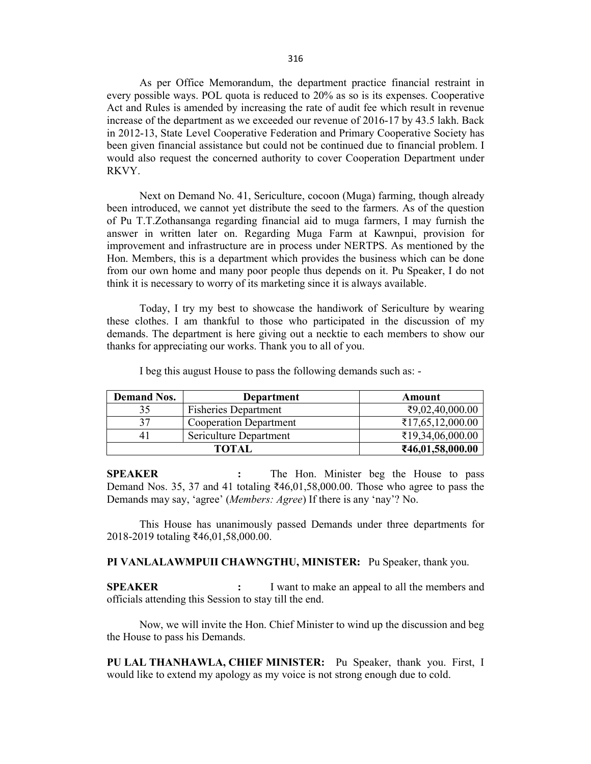As per Office Memorandum, the department practice financial restraint in every possible ways. POL quota is reduced to 20% as so is its expenses. Cooperative Act and Rules is amended by increasing the rate of audit fee which result in revenue increase of the department as we exceeded our revenue of 2016-17 by 43.5 lakh. Back in 2012-13, State Level Cooperative Federation and Primary Cooperative Society has been given financial assistance but could not be continued due to financial problem. I would also request the concerned authority to cover Cooperation Department under RKVY.

Next on Demand No. 41, Sericulture, cocoon (Muga) farming, though already been introduced, we cannot yet distribute the seed to the farmers. As of the question of Pu T.T.Zothansanga regarding financial aid to muga farmers, I may furnish the answer in written later on. Regarding Muga Farm at Kawnpui, provision for improvement and infrastructure are in process under NERTPS. As mentioned by the Hon. Members, this is a department which provides the business which can be done from our own home and many poor people thus depends on it. Pu Speaker, I do not think it is necessary to worry of its marketing since it is always available.

Today, I try my best to showcase the handiwork of Sericulture by wearing these clothes. I am thankful to those who participated in the discussion of my demands. The department is here giving out a necktie to each members to show our thanks for appreciating our works. Thank you to all of you.

I beg this august House to pass the following demands such as: -

| Demand Nos. | Department | Amount |
|---|---|---|
| 35 | Fisheries Department | ₹9,02,40,000.00 |
| 37 | Cooperation Department | ₹17,65,12,000.00 |
| 41 | Sericulture Department | ₹19,34,06,000.00 |
| **TOTAL** | | **₹46,01,58,000.00** |

**SPEAKER :** The Hon. Minister beg the House to pass Demand Nos. 35, 37 and 41 totaling ₹46,01,58,000.00. Those who agree to pass the Demands may say, 'agree' (*Members: Agree*) If there is any 'nay'? No.

This House has unanimously passed Demands under three departments for 2018-2019 totaling ₹46,01,58,000.00.

**PI VANLALAWMPUII CHAWNGTHU, MINISTER:** Pu Speaker, thank you.

**SPEAKER :** I want to make an appeal to all the members and officials attending this Session to stay till the end.

Now, we will invite the Hon. Chief Minister to wind up the discussion and beg the House to pass his Demands.

**PU LAL THANHAWLA, CHIEF MINISTER:** Pu Speaker, thank you. First, I would like to extend my apology as my voice is not strong enough due to cold.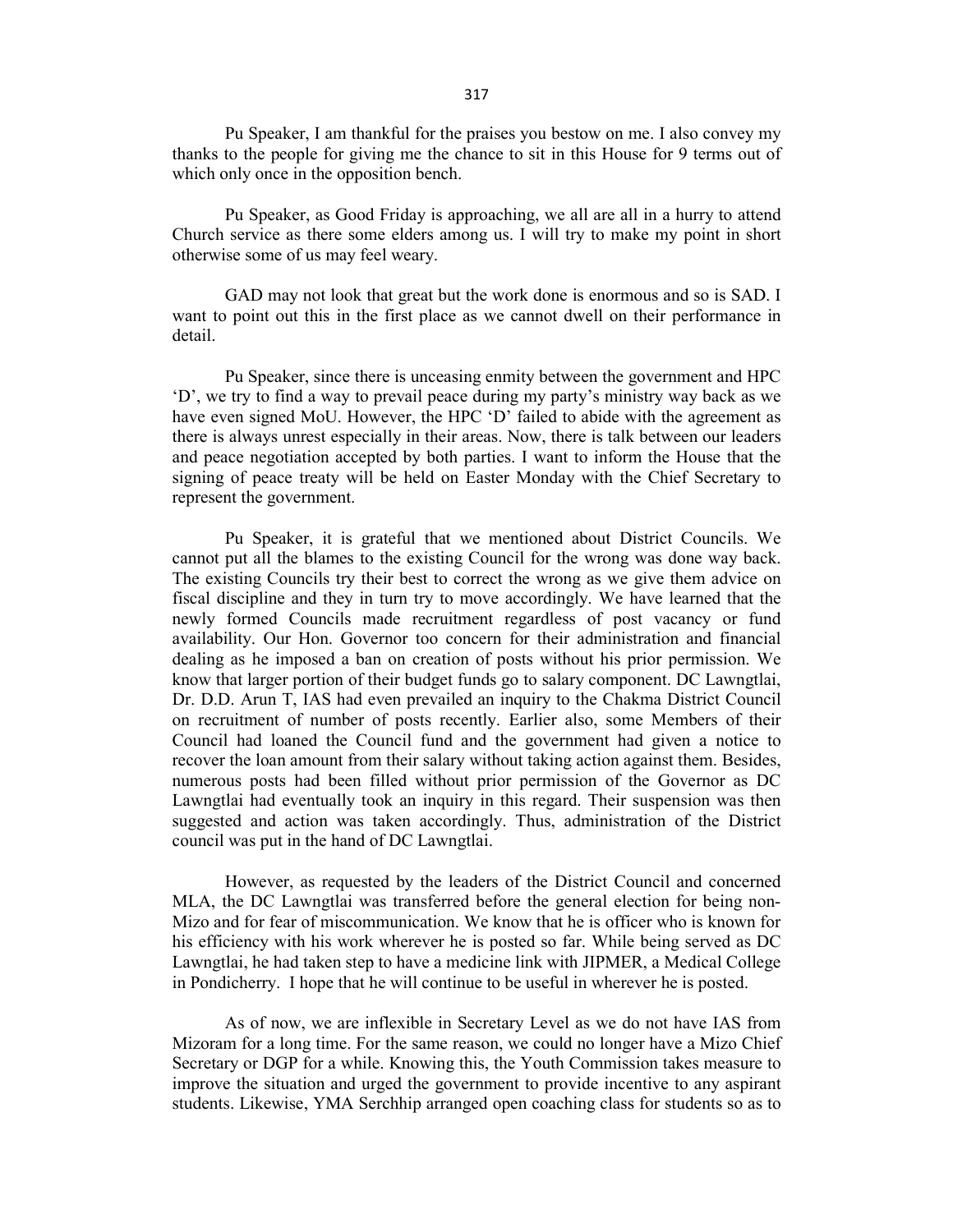Pu Speaker, I am thankful for the praises you bestow on me. I also convey my thanks to the people for giving me the chance to sit in this House for 9 terms out of which only once in the opposition bench.

Pu Speaker, as Good Friday is approaching, we all are all in a hurry to attend Church service as there some elders among us. I will try to make my point in short otherwise some of us may feel weary.

GAD may not look that great but the work done is enormous and so is SAD. I want to point out this in the first place as we cannot dwell on their performance in detail.

Pu Speaker, since there is unceasing enmity between the government and HPC 'D', we try to find a way to prevail peace during my party's ministry way back as we have even signed MoU. However, the HPC 'D' failed to abide with the agreement as there is always unrest especially in their areas. Now, there is talk between our leaders and peace negotiation accepted by both parties. I want to inform the House that the signing of peace treaty will be held on Easter Monday with the Chief Secretary to represent the government.

Pu Speaker, it is grateful that we mentioned about District Councils. We cannot put all the blames to the existing Council for the wrong was done way back. The existing Councils try their best to correct the wrong as we give them advice on fiscal discipline and they in turn try to move accordingly. We have learned that the newly formed Councils made recruitment regardless of post vacancy or fund availability. Our Hon. Governor too concern for their administration and financial dealing as he imposed a ban on creation of posts without his prior permission. We know that larger portion of their budget funds go to salary component. DC Lawngtlai, Dr. D.D. Arun T, IAS had even prevailed an inquiry to the Chakma District Council on recruitment of number of posts recently. Earlier also, some Members of their Council had loaned the Council fund and the government had given a notice to recover the loan amount from their salary without taking action against them. Besides, numerous posts had been filled without prior permission of the Governor as DC Lawngtlai had eventually took an inquiry in this regard. Their suspension was then suggested and action was taken accordingly. Thus, administration of the District council was put in the hand of DC Lawngtlai.

However, as requested by the leaders of the District Council and concerned MLA, the DC Lawngtlai was transferred before the general election for being non-Mizo and for fear of miscommunication. We know that he is officer who is known for his efficiency with his work wherever he is posted so far. While being served as DC Lawngtlai, he had taken step to have a medicine link with JIPMER, a Medical College in Pondicherry. I hope that he will continue to be useful in wherever he is posted.

As of now, we are inflexible in Secretary Level as we do not have IAS from Mizoram for a long time. For the same reason, we could no longer have a Mizo Chief Secretary or DGP for a while. Knowing this, the Youth Commission takes measure to improve the situation and urged the government to provide incentive to any aspirant students. Likewise, YMA Serchhip arranged open coaching class for students so as to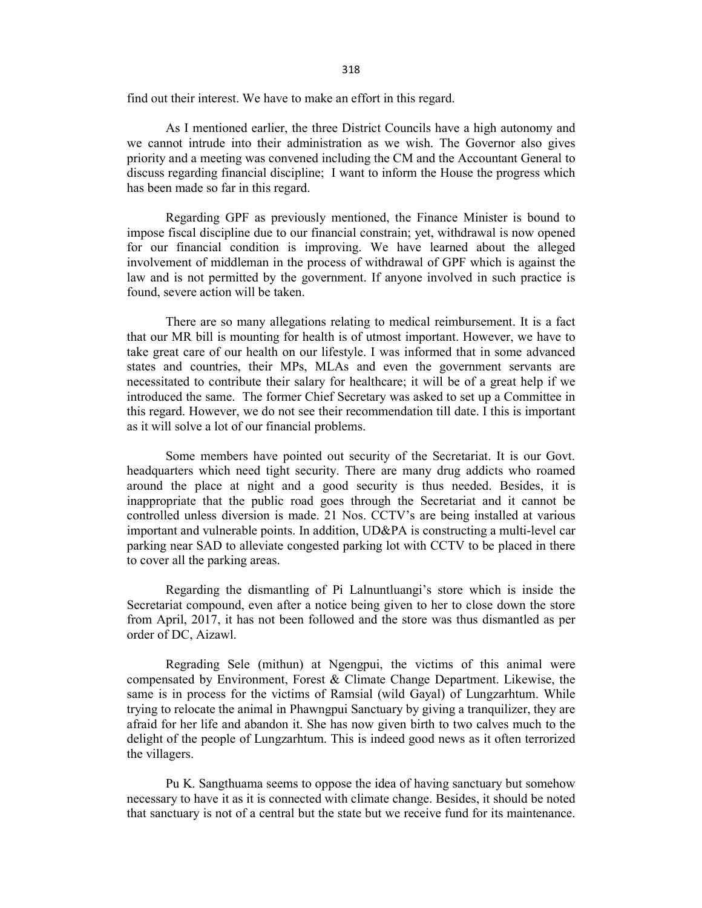find out their interest. We have to make an effort in this regard.

As I mentioned earlier, the three District Councils have a high autonomy and we cannot intrude into their administration as we wish. The Governor also gives priority and a meeting was convened including the CM and the Accountant General to discuss regarding financial discipline;  I want to inform the House the progress which has been made so far in this regard.

Regarding GPF as previously mentioned, the Finance Minister is bound to impose fiscal discipline due to our financial constrain; yet, withdrawal is now opened for our financial condition is improving. We have learned about the alleged involvement of middleman in the process of withdrawal of GPF which is against the law and is not permitted by the government. If anyone involved in such practice is found, severe action will be taken.

There are so many allegations relating to medical reimbursement. It is a fact that our MR bill is mounting for health is of utmost important. However, we have to take great care of our health on our lifestyle. I was informed that in some advanced states and countries, their MPs, MLAs and even the government servants are necessitated to contribute their salary for healthcare; it will be of a great help if we introduced the same.  The former Chief Secretary was asked to set up a Committee in this regard. However, we do not see their recommendation till date. I this is important as it will solve a lot of our financial problems.

Some members have pointed out security of the Secretariat. It is our Govt. headquarters which need tight security. There are many drug addicts who roamed around the place at night and a good security is thus needed. Besides, it is inappropriate that the public road goes through the Secretariat and it cannot be controlled unless diversion is made. 21 Nos. CCTV's are being installed at various important and vulnerable points. In addition, UD&PA is constructing a multi-level car parking near SAD to alleviate congested parking lot with CCTV to be placed in there to cover all the parking areas.

Regarding the dismantling of Pi Lalnuntluangi's store which is inside the Secretariat compound, even after a notice being given to her to close down the store from April, 2017, it has not been followed and the store was thus dismantled as per order of DC, Aizawl.

Regrading Sele (mithun) at Ngengpui, the victims of this animal were compensated by Environment, Forest & Climate Change Department. Likewise, the same is in process for the victims of Ramsial (wild Gayal) of Lungzarhtum. While trying to relocate the animal in Phawngpui Sanctuary by giving a tranquilizer, they are afraid for her life and abandon it. She has now given birth to two calves much to the delight of the people of Lungzarhtum. This is indeed good news as it often terrorized the villagers.

Pu K. Sangthuama seems to oppose the idea of having sanctuary but somehow necessary to have it as it is connected with climate change. Besides, it should be noted that sanctuary is not of a central but the state but we receive fund for its maintenance.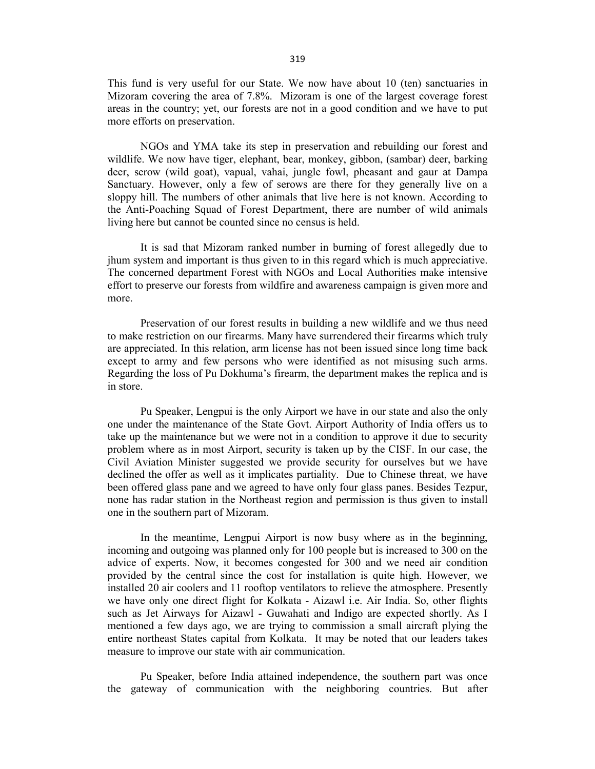This fund is very useful for our State. We now have about 10 (ten) sanctuaries in Mizoram covering the area of 7.8%. Mizoram is one of the largest coverage forest areas in the country; yet, our forests are not in a good condition and we have to put more efforts on preservation.

NGOs and YMA take its step in preservation and rebuilding our forest and wildlife. We now have tiger, elephant, bear, monkey, gibbon, (sambar) deer, barking deer, serow (wild goat), vapual, vahai, jungle fowl, pheasant and gaur at Dampa Sanctuary. However, only a few of serows are there for they generally live on a sloppy hill. The numbers of other animals that live here is not known. According to the Anti-Poaching Squad of Forest Department, there are number of wild animals living here but cannot be counted since no census is held.

It is sad that Mizoram ranked number in burning of forest allegedly due to jhum system and important is thus given to in this regard which is much appreciative. The concerned department Forest with NGOs and Local Authorities make intensive effort to preserve our forests from wildfire and awareness campaign is given more and more.

Preservation of our forest results in building a new wildlife and we thus need to make restriction on our firearms. Many have surrendered their firearms which truly are appreciated. In this relation, arm license has not been issued since long time back except to army and few persons who were identified as not misusing such arms. Regarding the loss of Pu Dokhuma's firearm, the department makes the replica and is in store.

Pu Speaker, Lengpui is the only Airport we have in our state and also the only one under the maintenance of the State Govt. Airport Authority of India offers us to take up the maintenance but we were not in a condition to approve it due to security problem where as in most Airport, security is taken up by the CISF. In our case, the Civil Aviation Minister suggested we provide security for ourselves but we have declined the offer as well as it implicates partiality. Due to Chinese threat, we have been offered glass pane and we agreed to have only four glass panes. Besides Tezpur, none has radar station in the Northeast region and permission is thus given to install one in the southern part of Mizoram.

In the meantime, Lengpui Airport is now busy where as in the beginning, incoming and outgoing was planned only for 100 people but is increased to 300 on the advice of experts. Now, it becomes congested for 300 and we need air condition provided by the central since the cost for installation is quite high. However, we installed 20 air coolers and 11 rooftop ventilators to relieve the atmosphere. Presently we have only one direct flight for Kolkata - Aizawl i.e. Air India. So, other flights such as Jet Airways for Aizawl - Guwahati and Indigo are expected shortly. As I mentioned a few days ago, we are trying to commission a small aircraft plying the entire northeast States capital from Kolkata. It may be noted that our leaders takes measure to improve our state with air communication.

Pu Speaker, before India attained independence, the southern part was once the gateway of communication with the neighboring countries. But after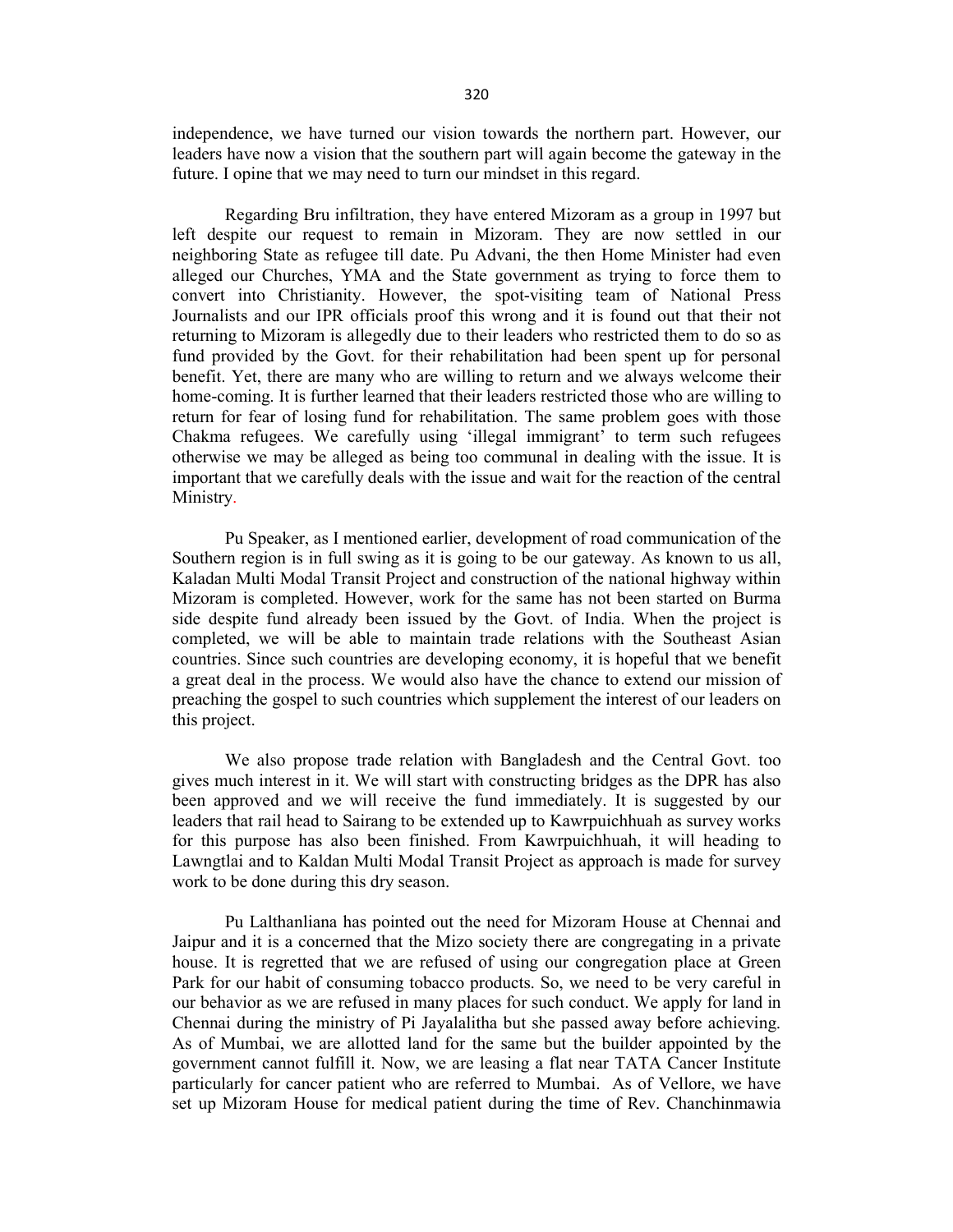independence, we have turned our vision towards the northern part. However, our leaders have now a vision that the southern part will again become the gateway in the future. I opine that we may need to turn our mindset in this regard.

Regarding Bru infiltration, they have entered Mizoram as a group in 1997 but left despite our request to remain in Mizoram. They are now settled in our neighboring State as refugee till date. Pu Advani, the then Home Minister had even alleged our Churches, YMA and the State government as trying to force them to convert into Christianity. However, the spot-visiting team of National Press Journalists and our IPR officials proof this wrong and it is found out that their not returning to Mizoram is allegedly due to their leaders who restricted them to do so as fund provided by the Govt. for their rehabilitation had been spent up for personal benefit. Yet, there are many who are willing to return and we always welcome their home-coming. It is further learned that their leaders restricted those who are willing to return for fear of losing fund for rehabilitation. The same problem goes with those Chakma refugees. We carefully using 'illegal immigrant' to term such refugees otherwise we may be alleged as being too communal in dealing with the issue. It is important that we carefully deals with the issue and wait for the reaction of the central Ministry.

Pu Speaker, as I mentioned earlier, development of road communication of the Southern region is in full swing as it is going to be our gateway. As known to us all, Kaladan Multi Modal Transit Project and construction of the national highway within Mizoram is completed. However, work for the same has not been started on Burma side despite fund already been issued by the Govt. of India. When the project is completed, we will be able to maintain trade relations with the Southeast Asian countries. Since such countries are developing economy, it is hopeful that we benefit a great deal in the process. We would also have the chance to extend our mission of preaching the gospel to such countries which supplement the interest of our leaders on this project.

We also propose trade relation with Bangladesh and the Central Govt. too gives much interest in it. We will start with constructing bridges as the DPR has also been approved and we will receive the fund immediately. It is suggested by our leaders that rail head to Sairang to be extended up to Kawrpuichhuah as survey works for this purpose has also been finished. From Kawrpuichhuah, it will heading to Lawngtlai and to Kaldan Multi Modal Transit Project as approach is made for survey work to be done during this dry season.

Pu Lalthanliana has pointed out the need for Mizoram House at Chennai and Jaipur and it is a concerned that the Mizo society there are congregating in a private house. It is regretted that we are refused of using our congregation place at Green Park for our habit of consuming tobacco products. So, we need to be very careful in our behavior as we are refused in many places for such conduct. We apply for land in Chennai during the ministry of Pi Jayalalitha but she passed away before achieving. As of Mumbai, we are allotted land for the same but the builder appointed by the government cannot fulfill it. Now, we are leasing a flat near TATA Cancer Institute particularly for cancer patient who are referred to Mumbai. As of Vellore, we have set up Mizoram House for medical patient during the time of Rev. Chanchinmawia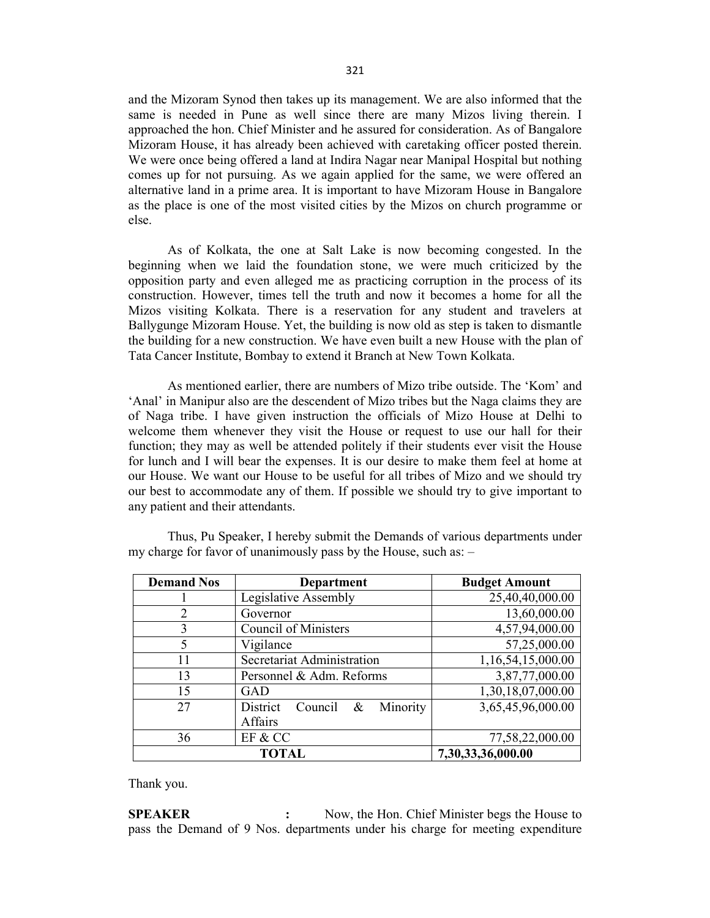and the Mizoram Synod then takes up its management. We are also informed that the same is needed in Pune as well since there are many Mizos living therein. I approached the hon. Chief Minister and he assured for consideration. As of Bangalore Mizoram House, it has already been achieved with caretaking officer posted therein. We were once being offered a land at Indira Nagar near Manipal Hospital but nothing comes up for not pursuing. As we again applied for the same, we were offered an alternative land in a prime area. It is important to have Mizoram House in Bangalore as the place is one of the most visited cities by the Mizos on church programme or else.

As of Kolkata, the one at Salt Lake is now becoming congested. In the beginning when we laid the foundation stone, we were much criticized by the opposition party and even alleged me as practicing corruption in the process of its construction. However, times tell the truth and now it becomes a home for all the Mizos visiting Kolkata. There is a reservation for any student and travelers at Ballygunge Mizoram House. Yet, the building is now old as step is taken to dismantle the building for a new construction. We have even built a new House with the plan of Tata Cancer Institute, Bombay to extend it Branch at New Town Kolkata.

As mentioned earlier, there are numbers of Mizo tribe outside. The 'Kom' and 'Anal' in Manipur also are the descendent of Mizo tribes but the Naga claims they are of Naga tribe. I have given instruction the officials of Mizo House at Delhi to welcome them whenever they visit the House or request to use our hall for their function; they may as well be attended politely if their students ever visit the House for lunch and I will bear the expenses. It is our desire to make them feel at home at our House. We want our House to be useful for all tribes of Mizo and we should try our best to accommodate any of them. If possible we should try to give important to any patient and their attendants.

Thus, Pu Speaker, I hereby submit the Demands of various departments under my charge for favor of unanimously pass by the House, such as: –

| Demand Nos | Department | Budget Amount |
|---|---|---|
| 1 | Legislative Assembly | 25,40,40,000.00 |
| 2 | Governor | 13,60,000.00 |
| 3 | Council of Ministers | 4,57,94,000.00 |
| 5 | Vigilance | 57,25,000.00 |
| 11 | Secretariat Administration | 1,16,54,15,000.00 |
| 13 | Personnel & Adm. Reforms | 3,87,77,000.00 |
| 15 | GAD | 1,30,18,07,000.00 |
| 27 | District Council & Minority Affairs | 3,65,45,96,000.00 |
| 36 | EF & CC | 77,58,22,000.00 |
| **TOTAL** | | **7,30,33,36,000.00** |

Thank you.

**SPEAKER** **:** Now, the Hon. Chief Minister begs the House to pass the Demand of 9 Nos. departments under his charge for meeting expenditure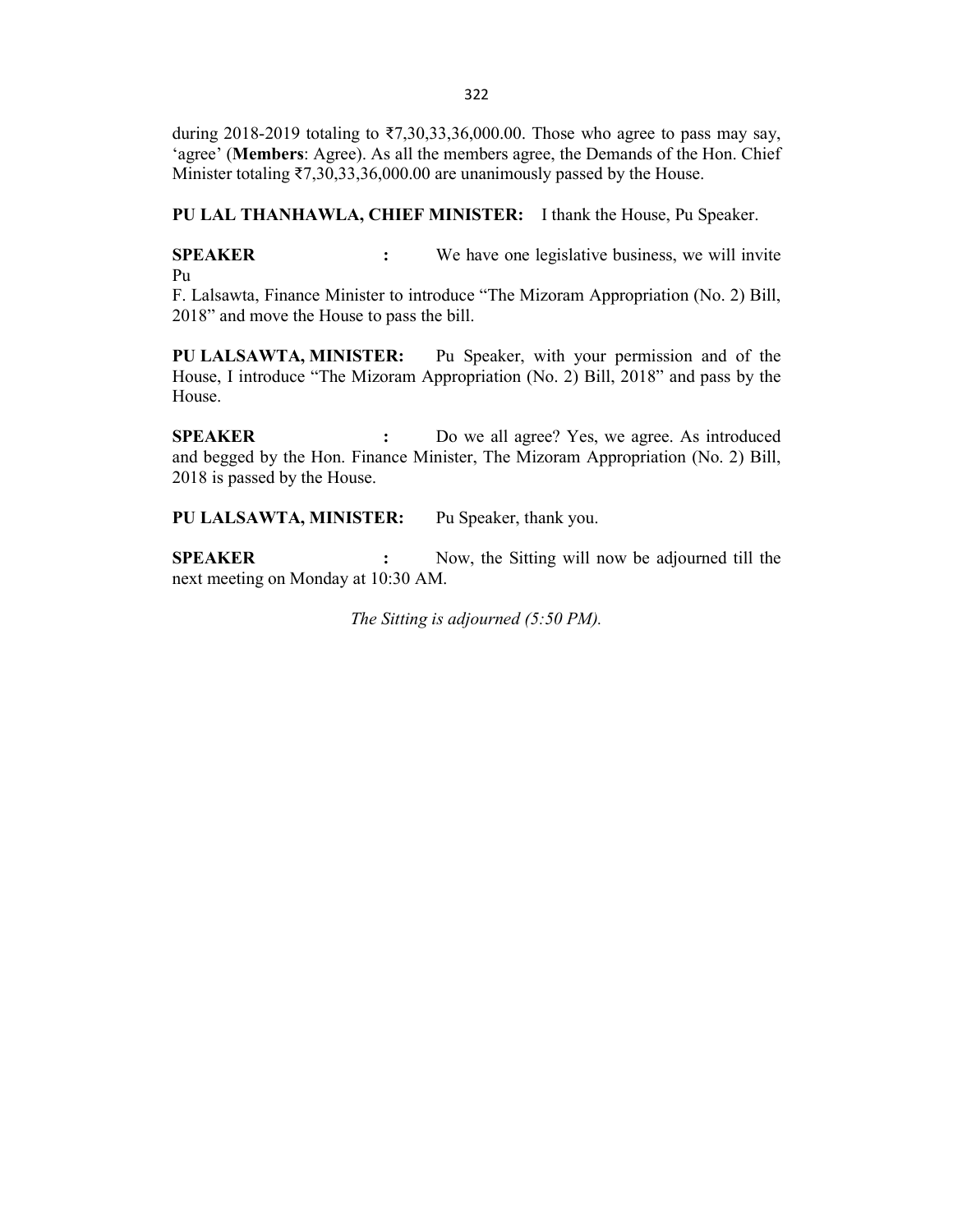during 2018-2019 totaling to ₹7,30,33,36,000.00. Those who agree to pass may say, 'agree' (**Members**: Agree). As all the members agree, the Demands of the Hon. Chief Minister totaling ₹7,30,33,36,000.00 are unanimously passed by the House.

**PU LAL THANHAWLA, CHIEF MINISTER:** I thank the House, Pu Speaker.

**SPEAKER :** We have one legislative business, we will invite Pu F. Lalsawta, Finance Minister to introduce "The Mizoram Appropriation (No. 2) Bill, 2018" and move the House to pass the bill.

**PU LALSAWTA, MINISTER:** Pu Speaker, with your permission and of the House, I introduce "The Mizoram Appropriation (No. 2) Bill, 2018" and pass by the House.

**SPEAKER :** Do we all agree? Yes, we agree. As introduced and begged by the Hon. Finance Minister, The Mizoram Appropriation (No. 2) Bill, 2018 is passed by the House.

**PU LALSAWTA, MINISTER:** Pu Speaker, thank you.

**SPEAKER :** Now, the Sitting will now be adjourned till the next meeting on Monday at 10:30 AM.

*The Sitting is adjourned (5:50 PM).*